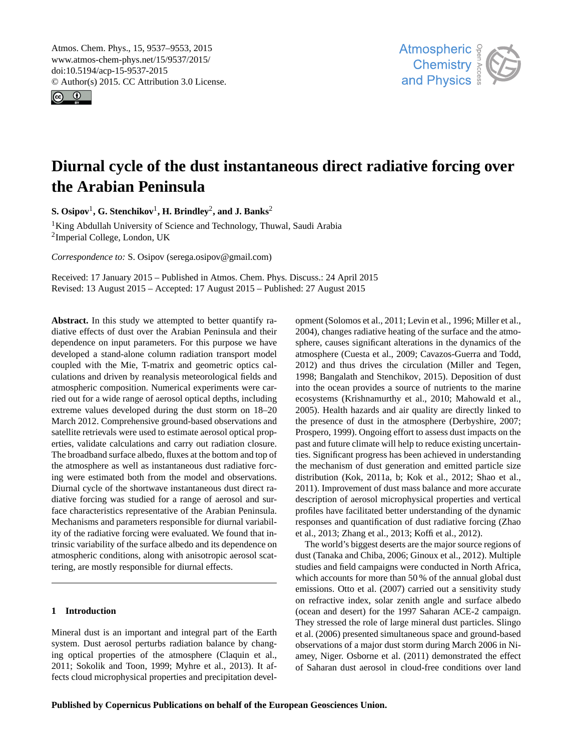# Diurnal cycle of the dust instantaneous direct radiative forcing over the Arabian Peninsula

**S. Osipov[1], G. Stenchikov[1], H. Brindley[2], and J. Banks[2]**

[1]King Abdullah University of Science and Technology, Thuwal, Saudi Arabia
[2]Imperial College, London, UK

*Correspondence to:* S. Osipov (serega.osipov@gmail.com)

Received: 17 January 2015 – Published in Atmos. Chem. Phys. Discuss.: 24 April 2015
Revised: 13 August 2015 – Accepted: 17 August 2015 – Published: 27 August 2015

**Abstract.** In this study we attempted to better quantify radiative effects of dust over the Arabian Peninsula and their dependence on input parameters. For this purpose we have developed a stand-alone column radiation transport model coupled with the Mie, T-matrix and geometric optics calculations and driven by reanalysis meteorological fields and atmospheric composition. Numerical experiments were carried out for a wide range of aerosol optical depths, including extreme values developed during the dust storm on 18–20 March 2012. Comprehensive ground-based observations and satellite retrievals were used to estimate aerosol optical properties, validate calculations and carry out radiation closure. The broadband surface albedo, fluxes at the bottom and top of the atmosphere as well as instantaneous dust radiative forcing were estimated both from the model and observations. Diurnal cycle of the shortwave instantaneous dust direct radiative forcing was studied for a range of aerosol and surface characteristics representative of the Arabian Peninsula. Mechanisms and parameters responsible for diurnal variability of the radiative forcing were evaluated. We found that intrinsic variability of the surface albedo and its dependence on atmospheric conditions, along with anisotropic aerosol scattering, are mostly responsible for diurnal effects.

## 1 Introduction

Mineral dust is an important and integral part of the Earth system. Dust aerosol perturbs radiation balance by changing optical properties of the atmosphere (Claquin et al., 2011; Sokolik and Toon, 1999; Myhre et al., 2013). It affects cloud microphysical properties and precipitation development (Solomos et al., 2011; Levin et al., 1996; Miller et al., 2004), changes radiative heating of the surface and the atmosphere, causes significant alterations in the dynamics of the atmosphere (Cuesta et al., 2009; Cavazos-Guerra and Todd, 2012) and thus drives the circulation (Miller and Tegen, 1998; Bangalath and Stenchikov, 2015). Deposition of dust into the ocean provides a source of nutrients to the marine ecosystems (Krishnamurthy et al., 2010; Mahowald et al., 2005). Health hazards and air quality are directly linked to the presence of dust in the atmosphere (Derbyshire, 2007; Prospero, 1999). Ongoing effort to assess dust impacts on the past and future climate will help to reduce existing uncertainties. Significant progress has been achieved in understanding the mechanism of dust generation and emitted particle size distribution (Kok, 2011a, b; Kok et al., 2012; Shao et al., 2011). Improvement of dust mass balance and more accurate description of aerosol microphysical properties and vertical profiles have facilitated better understanding of the dynamic responses and quantification of dust radiative forcing (Zhao et al., 2013; Zhang et al., 2013; Koffi et al., 2012).

The world's biggest deserts are the major source regions of dust (Tanaka and Chiba, 2006; Ginoux et al., 2012). Multiple studies and field campaigns were conducted in North Africa, which accounts for more than 50 % of the annual global dust emissions. Otto et al. (2007) carried out a sensitivity study on refractive index, solar zenith angle and surface albedo (ocean and desert) for the 1997 Saharan ACE-2 campaign. They stressed the role of large mineral dust particles. Slingo et al. (2006) presented simultaneous space and ground-based observations of a major dust storm during March 2006 in Niamey, Niger. Osborne et al. (2011) demonstrated the effect of Saharan dust aerosol in cloud-free conditions over land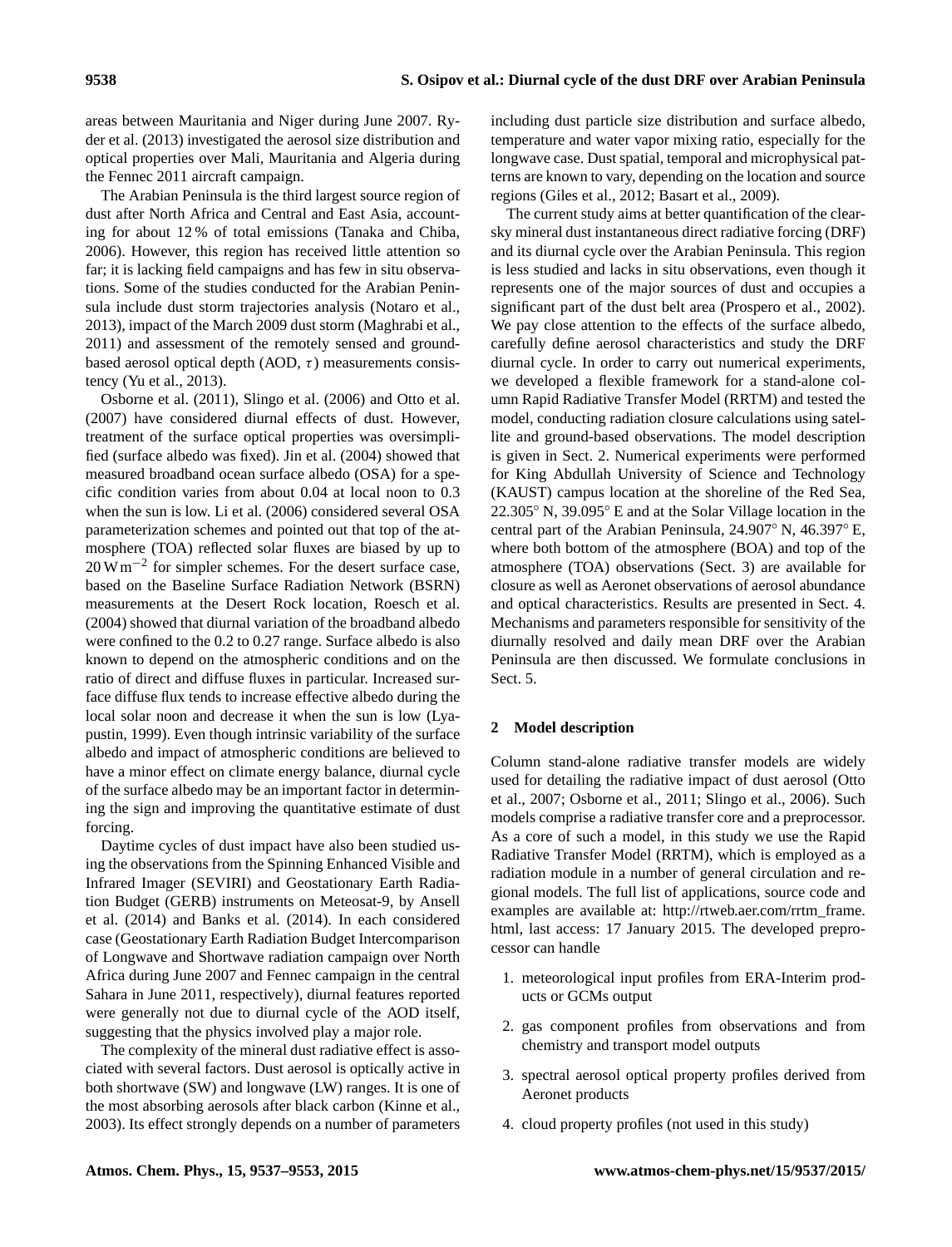areas between Mauritania and Niger during June 2007. Ryder et al. (2013) investigated the aerosol size distribution and optical properties over Mali, Mauritania and Algeria during the Fennec 2011 aircraft campaign.

The Arabian Peninsula is the third largest source region of dust after North Africa and Central and East Asia, accounting for about 12 % of total emissions (Tanaka and Chiba, 2006). However, this region has received little attention so far; it is lacking field campaigns and has few in situ observations. Some of the studies conducted for the Arabian Peninsula include dust storm trajectories analysis (Notaro et al., 2013), impact of the March 2009 dust storm (Maghrabi et al., 2011) and assessment of the remotely sensed and ground-based aerosol optical depth (AOD, $\tau$) measurements consistency (Yu et al., 2013).

Osborne et al. (2011), Slingo et al. (2006) and Otto et al. (2007) have considered diurnal effects of dust. However, treatment of the surface optical properties was oversimplified (surface albedo was fixed). Jin et al. (2004) showed that measured broadband ocean surface albedo (OSA) for a specific condition varies from about 0.04 at local noon to 0.3 when the sun is low. Li et al. (2006) considered several OSA parameterization schemes and pointed out that top of the atmosphere (TOA) reflected solar fluxes are biased by up to $20\,\mathrm{W\,m^{-2}}$ for simpler schemes. For the desert surface case, based on the Baseline Surface Radiation Network (BSRN) measurements at the Desert Rock location, Roesch et al. (2004) showed that diurnal variation of the broadband albedo were confined to the 0.2 to 0.27 range. Surface albedo is also known to depend on the atmospheric conditions and on the ratio of direct and diffuse fluxes in particular. Increased surface diffuse flux tends to increase effective albedo during the local solar noon and decrease it when the sun is low (Lyapustin, 1999). Even though intrinsic variability of the surface albedo and impact of atmospheric conditions are believed to have a minor effect on climate energy balance, diurnal cycle of the surface albedo may be an important factor in determining the sign and improving the quantitative estimate of dust forcing.

Daytime cycles of dust impact have also been studied using the observations from the Spinning Enhanced Visible and Infrared Imager (SEVIRI) and Geostationary Earth Radiation Budget (GERB) instruments on Meteosat-9, by Ansell et al. (2014) and Banks et al. (2014). In each considered case (Geostationary Earth Radiation Budget Intercomparison of Longwave and Shortwave radiation campaign over North Africa during June 2007 and Fennec campaign in the central Sahara in June 2011, respectively), diurnal features reported were generally not due to diurnal cycle of the AOD itself, suggesting that the physics involved play a major role.

The complexity of the mineral dust radiative effect is associated with several factors. Dust aerosol is optically active in both shortwave (SW) and longwave (LW) ranges. It is one of the most absorbing aerosols after black carbon (Kinne et al., 2003). Its effect strongly depends on a number of parameters including dust particle size distribution and surface albedo, temperature and water vapor mixing ratio, especially for the longwave case. Dust spatial, temporal and microphysical patterns are known to vary, depending on the location and source regions (Giles et al., 2012; Basart et al., 2009).

The current study aims at better quantification of the clear-sky mineral dust instantaneous direct radiative forcing (DRF) and its diurnal cycle over the Arabian Peninsula. This region is less studied and lacks in situ observations, even though it represents one of the major sources of dust and occupies a significant part of the dust belt area (Prospero et al., 2002). We pay close attention to the effects of the surface albedo, carefully define aerosol characteristics and study the DRF diurnal cycle. In order to carry out numerical experiments, we developed a flexible framework for a stand-alone column Rapid Radiative Transfer Model (RRTM) and tested the model, conducting radiation closure calculations using satellite and ground-based observations. The model description is given in Sect. 2. Numerical experiments were performed for King Abdullah University of Science and Technology (KAUST) campus location at the shoreline of the Red Sea, 22.305° N, 39.095° E and at the Solar Village location in the central part of the Arabian Peninsula, 24.907° N, 46.397° E, where both bottom of the atmosphere (BOA) and top of the atmosphere (TOA) observations (Sect. 3) are available for closure as well as Aeronet observations of aerosol abundance and optical characteristics. Results are presented in Sect. 4. Mechanisms and parameters responsible for sensitivity of the diurnally resolved and daily mean DRF over the Arabian Peninsula are then discussed. We formulate conclusions in Sect. 5.

## 2 Model description

Column stand-alone radiative transfer models are widely used for detailing the radiative impact of dust aerosol (Otto et al., 2007; Osborne et al., 2011; Slingo et al., 2006). Such models comprise a radiative transfer core and a preprocessor. As a core of such a model, in this study we use the Rapid Radiative Transfer Model (RRTM), which is employed as a radiation module in a number of general circulation and regional models. The full list of applications, source code and examples are available at: http://rtweb.aer.com/rrtm_frame.html, last access: 17 January 2015. The developed preprocessor can handle

1. meteorological input profiles from ERA-Interim products or GCMs output
2. gas component profiles from observations and from chemistry and transport model outputs
3. spectral aerosol optical property profiles derived from Aeronet products
4. cloud property profiles (not used in this study)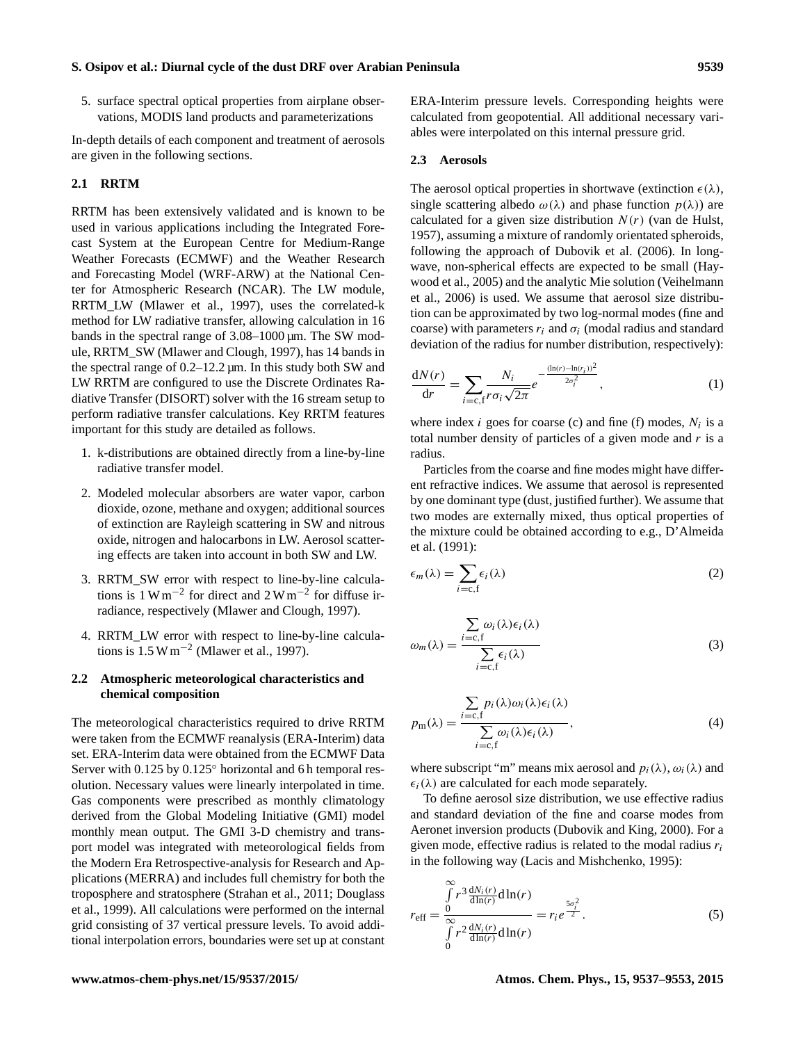5. surface spectral optical properties from airplane observations, MODIS land products and parameterizations

In-depth details of each component and treatment of aerosols are given in the following sections.

## 2.1 RRTM

RRTM has been extensively validated and is known to be used in various applications including the Integrated Forecast System at the European Centre for Medium-Range Weather Forecasts (ECMWF) and the Weather Research and Forecasting Model (WRF-ARW) at the National Center for Atmospheric Research (NCAR). The LW module, RRTM_LW (Mlawer et al., 1997), uses the correlated-k method for LW radiative transfer, allowing calculation in 16 bands in the spectral range of 3.08–1000 µm. The SW module, RRTM_SW (Mlawer and Clough, 1997), has 14 bands in the spectral range of 0.2–12.2 µm. In this study both SW and LW RRTM are configured to use the Discrete Ordinates Radiative Transfer (DISORT) solver with the 16 stream setup to perform radiative transfer calculations. Key RRTM features important for this study are detailed as follows.

1. k-distributions are obtained directly from a line-by-line radiative transfer model.
2. Modeled molecular absorbers are water vapor, carbon dioxide, ozone, methane and oxygen; additional sources of extinction are Rayleigh scattering in SW and nitrous oxide, nitrogen and halocarbons in LW. Aerosol scattering effects are taken into account in both SW and LW.
3. RRTM_SW error with respect to line-by-line calculations is $1\,\mathrm{W\,m^{-2}}$ for direct and $2\,\mathrm{W\,m^{-2}}$ for diffuse irradiance, respectively (Mlawer and Clough, 1997).
4. RRTM_LW error with respect to line-by-line calculations is $1.5\,\mathrm{W\,m^{-2}}$ (Mlawer et al., 1997).

## 2.2 Atmospheric meteorological characteristics and chemical composition

The meteorological characteristics required to drive RRTM were taken from the ECMWF reanalysis (ERA-Interim) data set. ERA-Interim data were obtained from the ECMWF Data Server with 0.125 by 0.125° horizontal and 6 h temporal resolution. Necessary values were linearly interpolated in time. Gas components were prescribed as monthly climatology derived from the Global Modeling Initiative (GMI) model monthly mean output. The GMI 3-D chemistry and transport model was integrated with meteorological fields from the Modern Era Retrospective-analysis for Research and Applications (MERRA) and includes full chemistry for both the troposphere and stratosphere (Strahan et al., 2011; Douglass et al., 1999). All calculations were performed on the internal grid consisting of 37 vertical pressure levels. To avoid additional interpolation errors, boundaries were set up at constant ERA-Interim pressure levels. Corresponding heights were calculated from geopotential. All additional necessary variables were interpolated on this internal pressure grid.

## 2.3 Aerosols

The aerosol optical properties in shortwave (extinction $\epsilon(\lambda)$, single scattering albedo $\omega(\lambda)$ and phase function $p(\lambda)$) are calculated for a given size distribution $N(r)$ (van de Hulst, 1957), assuming a mixture of randomly orientated spheroids, following the approach of Dubovik et al. (2006). In longwave, non-spherical effects are expected to be small (Haywood et al., 2005) and the analytic Mie solution (Veihelmann et al., 2006) is used. We assume that aerosol size distribution can be approximated by two log-normal modes (fine and coarse) with parameters $r_i$ and $\sigma_i$ (modal radius and standard deviation of the radius for number distribution, respectively):

$$\frac{\mathrm{d}N(r)}{\mathrm{d}r} = \sum_{i=\mathrm{c,f}} \frac{N_i}{r\sigma_i\sqrt{2\pi}} e^{-\frac{(\ln(r)-\ln(r_i))^2}{2\sigma_i^2}}, \tag{1}$$

where index $i$ goes for coarse (c) and fine (f) modes, $N_i$ is a total number density of particles of a given mode and $r$ is a radius.

Particles from the coarse and fine modes might have different refractive indices. We assume that aerosol is represented by one dominant type (dust, justified further). We assume that two modes are externally mixed, thus optical properties of the mixture could be obtained according to e.g., D'Almeida et al. (1991):

$$\epsilon_m(\lambda) = \sum_{i=\mathrm{c,f}} \epsilon_i(\lambda) \tag{2}$$

$$\omega_m(\lambda) = \frac{\sum\limits_{i=\mathrm{c,f}} \omega_i(\lambda)\epsilon_i(\lambda)}{\sum\limits_{i=\mathrm{c,f}} \epsilon_i(\lambda)} \tag{3}$$

$$p_\mathrm{m}(\lambda) = \frac{\sum\limits_{i=\mathrm{c,f}} p_i(\lambda)\omega_i(\lambda)\epsilon_i(\lambda)}{\sum\limits_{i=\mathrm{c,f}} \omega_i(\lambda)\epsilon_i(\lambda)}, \tag{4}$$

where subscript "m" means mix aerosol and $p_i(\lambda)$, $\omega_i(\lambda)$ and $\epsilon_i(\lambda)$ are calculated for each mode separately.

To define aerosol size distribution, we use effective radius and standard deviation of the fine and coarse modes from Aeronet inversion products (Dubovik and King, 2000). For a given mode, effective radius is related to the modal radius $r_i$ in the following way (Lacis and Mishchenko, 1995):

$$r_\mathrm{eff} = \frac{\int\limits_0^\infty r^3 \frac{\mathrm{d}N_i(r)}{\mathrm{d}\ln(r)} \mathrm{d}\ln(r)}{\int\limits_0^\infty r^2 \frac{\mathrm{d}N_i(r)}{\mathrm{d}\ln(r)} \mathrm{d}\ln(r)} = r_i e^{\frac{5\sigma_i^2}{2}}. \tag{5}$$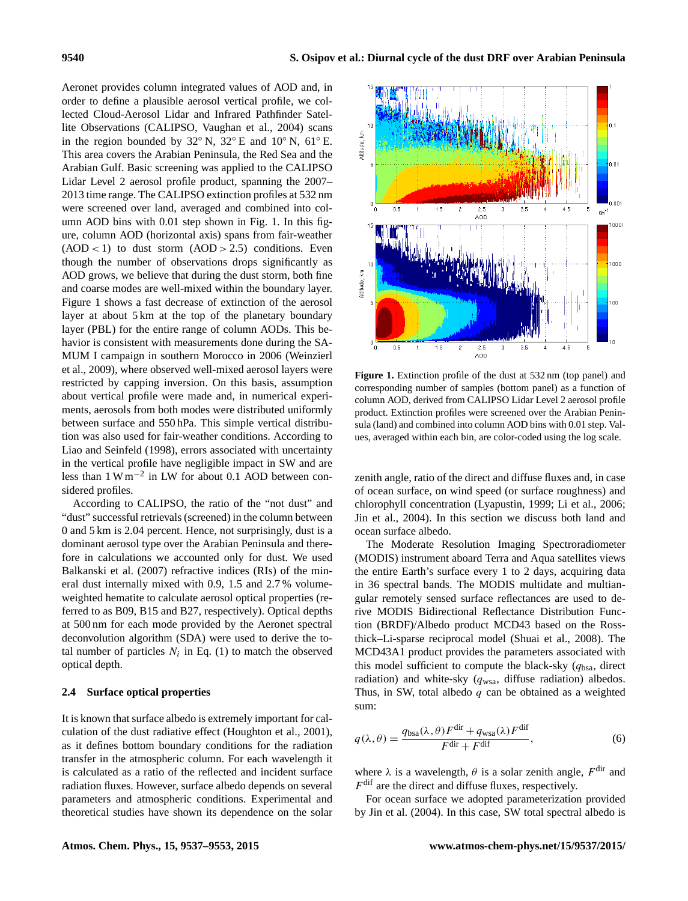Aeronet provides column integrated values of AOD and, in order to define a plausible aerosol vertical profile, we collected Cloud-Aerosol Lidar and Infrared Pathfinder Satellite Observations (CALIPSO, Vaughan et al., 2004) scans in the region bounded by 32° N, 32° E and 10° N, 61° E. This area covers the Arabian Peninsula, the Red Sea and the Arabian Gulf. Basic screening was applied to the CALIPSO Lidar Level 2 aerosol profile product, spanning the 2007–2013 time range. The CALIPSO extinction profiles at 532 nm were screened over land, averaged and combined into column AOD bins with 0.01 step shown in Fig. 1. In this figure, column AOD (horizontal axis) spans from fair-weather (AOD < 1) to dust storm (AOD > 2.5) conditions. Even though the number of observations drops significantly as AOD grows, we believe that during the dust storm, both fine and coarse modes are well-mixed within the boundary layer. Figure 1 shows a fast decrease of extinction of the aerosol layer at about 5 km at the top of the planetary boundary layer (PBL) for the entire range of column AODs. This behavior is consistent with measurements done during the SAMUM I campaign in southern Morocco in 2006 (Weinzierl et al., 2009), where observed well-mixed aerosol layers were restricted by capping inversion. On this basis, assumption about vertical profile were made and, in numerical experiments, aerosols from both modes were distributed uniformly between surface and 550 hPa. This simple vertical distribution was also used for fair-weather conditions. According to Liao and Seinfeld (1998), errors associated with uncertainty in the vertical profile have negligible impact in SW and are less than 1 W m$^{-2}$ in LW for about 0.1 AOD between considered profiles.

According to CALIPSO, the ratio of the "not dust" and "dust" successful retrievals (screened) in the column between 0 and 5 km is 2.04 percent. Hence, not surprisingly, dust is a dominant aerosol type over the Arabian Peninsula and therefore in calculations we accounted only for dust. We used Balkanski et al. (2007) refractive indices (RIs) of the mineral dust internally mixed with 0.9, 1.5 and 2.7 % volume-weighted hematite to calculate aerosol optical properties (referred to as B09, B15 and B27, respectively). Optical depths at 500 nm for each mode provided by the Aeronet spectral deconvolution algorithm (SDA) were used to derive the total number of particles $N_i$ in Eq. (1) to match the observed optical depth.

**Figure 1.** Extinction profile of the dust at 532 nm (top panel) and corresponding number of samples (bottom panel) as a function of column AOD, derived from CALIPSO Lidar Level 2 aerosol profile product. Extinction profiles were screened over the Arabian Peninsula (land) and combined into column AOD bins with 0.01 step. Values, averaged within each bin, are color-coded using the log scale.

### 2.4 Surface optical properties

It is known that surface albedo is extremely important for calculation of the dust radiative effect (Houghton et al., 2001), as it defines bottom boundary conditions for the radiation transfer in the atmospheric column. For each wavelength it is calculated as a ratio of the reflected and incident surface radiation fluxes. However, surface albedo depends on several parameters and atmospheric conditions. Experimental and theoretical studies have shown its dependence on the solar zenith angle, ratio of the direct and diffuse fluxes and, in case of ocean surface, on wind speed (or surface roughness) and chlorophyll concentration (Lyapustin, 1999; Li et al., 2006; Jin et al., 2004). In this section we discuss both land and ocean surface albedo.

The Moderate Resolution Imaging Spectroradiometer (MODIS) instrument aboard Terra and Aqua satellites views the entire Earth's surface every 1 to 2 days, acquiring data in 36 spectral bands. The MODIS multidate and multiangular remotely sensed surface reflectances are used to derive MODIS Bidirectional Reflectance Distribution Function (BRDF)/Albedo product MCD43 based on the Ross-thick–Li-sparse reciprocal model (Shuai et al., 2008). The MCD43A1 product provides the parameters associated with this model sufficient to compute the black-sky ($q_{\text{bsa}}$, direct radiation) and white-sky ($q_{\text{wsa}}$, diffuse radiation) albedos. Thus, in SW, total albedo $q$ can be obtained as a weighted sum:

$$q(\lambda,\theta) = \frac{q_{\text{bsa}}(\lambda,\theta)F^{\text{dir}} + q_{\text{wsa}}(\lambda)F^{\text{dif}}}{F^{\text{dir}} + F^{\text{dif}}}, \tag{6}$$

where $\lambda$ is a wavelength, $\theta$ is a solar zenith angle, $F^{\text{dir}}$ and $F^{\text{dif}}$ are the direct and diffuse fluxes, respectively.

For ocean surface we adopted parameterization provided by Jin et al. (2004). In this case, SW total spectral albedo is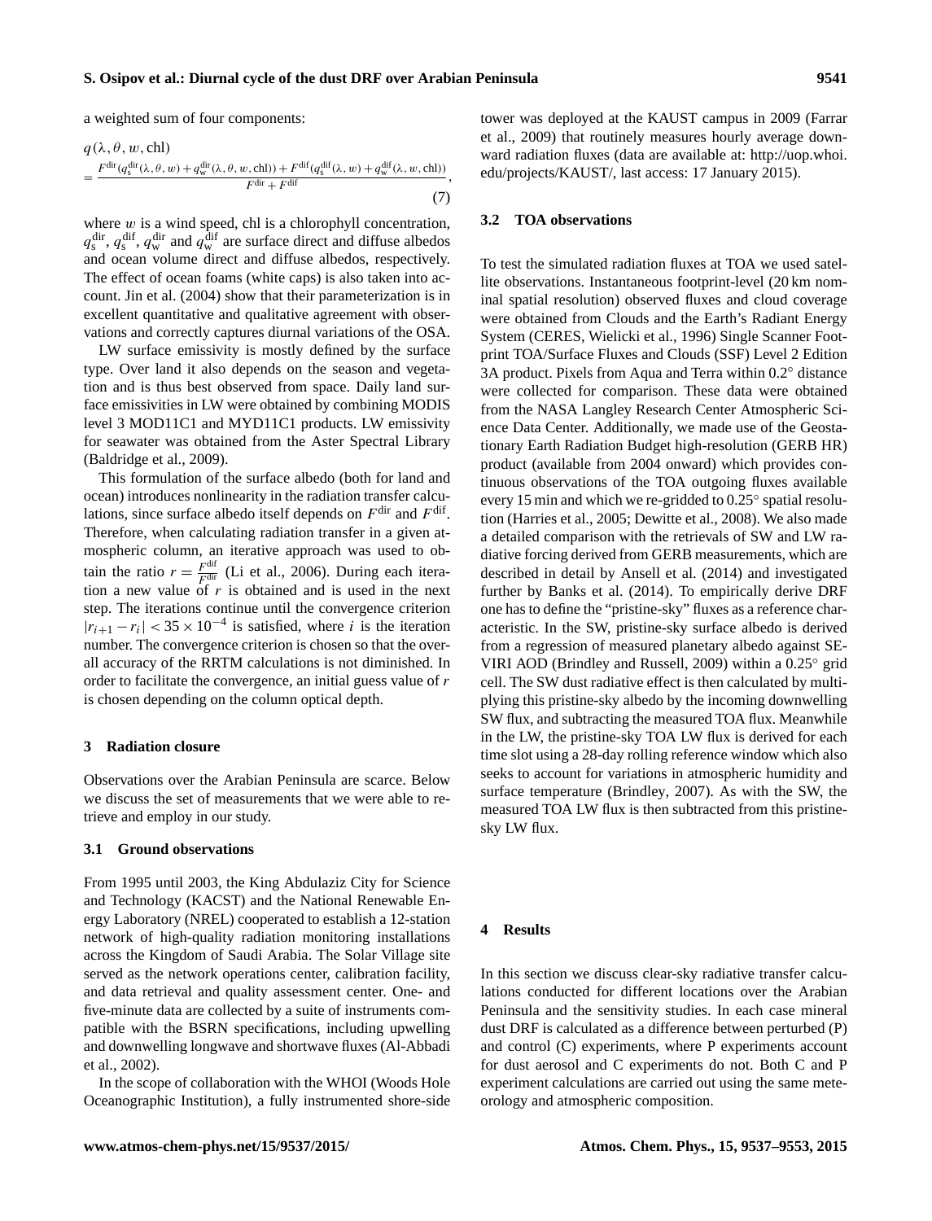a weighted sum of four components:

$$q(\lambda,\theta,w,\text{chl}) = \frac{F^{\text{dir}}(q_{\text{s}}^{\text{dir}}(\lambda,\theta,w) + q_{\text{w}}^{\text{dir}}(\lambda,\theta,w,\text{chl})) + F^{\text{dif}}(q_{\text{s}}^{\text{dif}}(\lambda,w) + q_{\text{w}}^{\text{dif}}(\lambda,w,\text{chl}))}{F^{\text{dir}} + F^{\text{dif}}}, \tag{7}$$

where $w$ is a wind speed, chl is a chlorophyll concentration, $q_{\text{s}}^{\text{dir}}$, $q_{\text{s}}^{\text{dif}}$, $q_{\text{w}}^{\text{dir}}$ and $q_{\text{w}}^{\text{dif}}$ are surface direct and diffuse albedos and ocean volume direct and diffuse albedos, respectively. The effect of ocean foams (white caps) is also taken into account. Jin et al. (2004) show that their parameterization is in excellent quantitative and qualitative agreement with observations and correctly captures diurnal variations of the OSA.

LW surface emissivity is mostly defined by the surface type. Over land it also depends on the season and vegetation and is thus best observed from space. Daily land surface emissivities in LW were obtained by combining MODIS level 3 MOD11C1 and MYD11C1 products. LW emissivity for seawater was obtained from the Aster Spectral Library (Baldridge et al., 2009).

This formulation of the surface albedo (both for land and ocean) introduces nonlinearity in the radiation transfer calculations, since surface albedo itself depends on $F^{\text{dir}}$ and $F^{\text{dif}}$. Therefore, when calculating radiation transfer in a given atmospheric column, an iterative approach was used to obtain the ratio $r = \frac{F^{\text{dif}}}{F^{\text{dir}}}$ (Li et al., 2006). During each iteration a new value of $r$ is obtained and is used in the next step. The iterations continue until the convergence criterion $|r_{i+1} - r_i| < 35 \times 10^{-4}$ is satisfied, where $i$ is the iteration number. The convergence criterion is chosen so that the overall accuracy of the RRTM calculations is not diminished. In order to facilitate the convergence, an initial guess value of $r$ is chosen depending on the column optical depth.

## 3 Radiation closure

Observations over the Arabian Peninsula are scarce. Below we discuss the set of measurements that we were able to retrieve and employ in our study.

### 3.1 Ground observations

From 1995 until 2003, the King Abdulaziz City for Science and Technology (KACST) and the National Renewable Energy Laboratory (NREL) cooperated to establish a 12-station network of high-quality radiation monitoring installations across the Kingdom of Saudi Arabia. The Solar Village site served as the network operations center, calibration facility, and data retrieval and quality assessment center. One- and five-minute data are collected by a suite of instruments compatible with the BSRN specifications, including upwelling and downwelling longwave and shortwave fluxes (Al-Abbadi et al., 2002).

In the scope of collaboration with the WHOI (Woods Hole Oceanographic Institution), a fully instrumented shore-side tower was deployed at the KAUST campus in 2009 (Farrar et al., 2009) that routinely measures hourly average downward radiation fluxes (data are available at: http://uop.whoi.edu/projects/KAUST/, last access: 17 January 2015).

### 3.2 TOA observations

To test the simulated radiation fluxes at TOA we used satellite observations. Instantaneous footprint-level (20 km nominal spatial resolution) observed fluxes and cloud coverage were obtained from Clouds and the Earth's Radiant Energy System (CERES, Wielicki et al., 1996) Single Scanner Footprint TOA/Surface Fluxes and Clouds (SSF) Level 2 Edition 3A product. Pixels from Aqua and Terra within 0.2° distance were collected for comparison. These data were obtained from the NASA Langley Research Center Atmospheric Science Data Center. Additionally, we made use of the Geostationary Earth Radiation Budget high-resolution (GERB HR) product (available from 2004 onward) which provides continuous observations of the TOA outgoing fluxes available every 15 min and which we re-gridded to 0.25° spatial resolution (Harries et al., 2005; Dewitte et al., 2008). We also made a detailed comparison with the retrievals of SW and LW radiative forcing derived from GERB measurements, which are described in detail by Ansell et al. (2014) and investigated further by Banks et al. (2014). To empirically derive DRF one has to define the "pristine-sky" fluxes as a reference characteristic. In the SW, pristine-sky surface albedo is derived from a regression of measured planetary albedo against SEVIRI AOD (Brindley and Russell, 2009) within a 0.25° grid cell. The SW dust radiative effect is then calculated by multiplying this pristine-sky albedo by the incoming downwelling SW flux, and subtracting the measured TOA flux. Meanwhile in the LW, the pristine-sky TOA LW flux is derived for each time slot using a 28-day rolling reference window which also seeks to account for variations in atmospheric humidity and surface temperature (Brindley, 2007). As with the SW, the measured TOA LW flux is then subtracted from this pristine-sky LW flux.

## 4 Results

In this section we discuss clear-sky radiative transfer calculations conducted for different locations over the Arabian Peninsula and the sensitivity studies. In each case mineral dust DRF is calculated as a difference between perturbed (P) and control (C) experiments, where P experiments account for dust aerosol and C experiments do not. Both C and P experiment calculations are carried out using the same meteorology and atmospheric composition.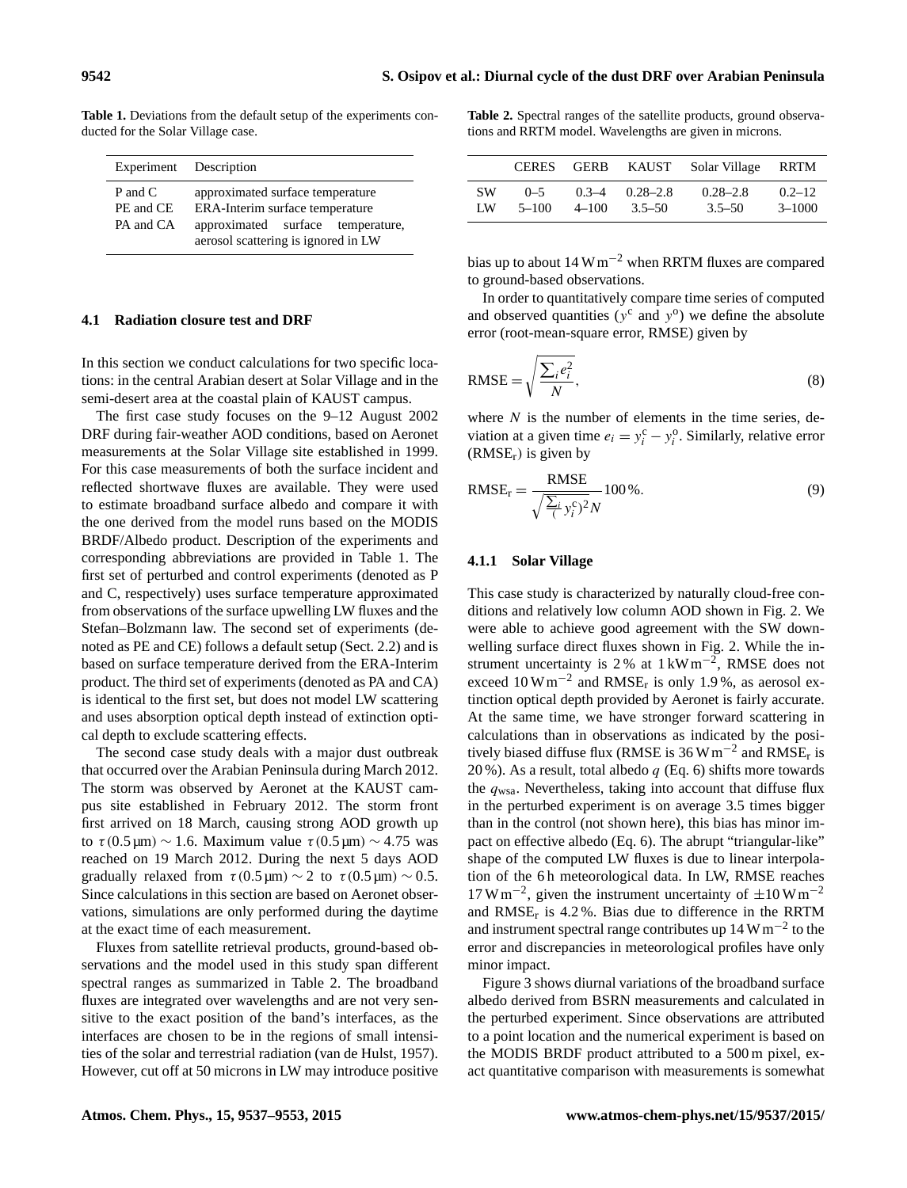**Table 1.** Deviations from the default setup of the experiments conducted for the Solar Village case.

| Experiment | Description |
|---|---|
| P and C | approximated surface temperature |
| PE and CE | ERA-Interim surface temperature |
| PA and CA | approximated surface temperature, aerosol scattering is ignored in LW |

### 4.1 Radiation closure test and DRF

In this section we conduct calculations for two specific locations: in the central Arabian desert at Solar Village and in the semi-desert area at the coastal plain of KAUST campus.

The first case study focuses on the 9–12 August 2002 DRF during fair-weather AOD conditions, based on Aeronet measurements at the Solar Village site established in 1999. For this case measurements of both the surface incident and reflected shortwave fluxes are available. They were used to estimate broadband surface albedo and compare it with the one derived from the model runs based on the MODIS BRDF/Albedo product. Description of the experiments and corresponding abbreviations are provided in Table 1. The first set of perturbed and control experiments (denoted as P and C, respectively) uses surface temperature approximated from observations of the surface upwelling LW fluxes and the Stefan–Bolzmann law. The second set of experiments (denoted as PE and CE) follows a default setup (Sect. 2.2) and is based on surface temperature derived from the ERA-Interim product. The third set of experiments (denoted as PA and CA) is identical to the first set, but does not model LW scattering and uses absorption optical depth instead of extinction optical depth to exclude scattering effects.

The second case study deals with a major dust outbreak that occurred over the Arabian Peninsula during March 2012. The storm was observed by Aeronet at the KAUST campus site established in February 2012. The storm front first arrived on 18 March, causing strong AOD growth up to $\tau(0.5\,\mu\mathrm{m}) \sim 1.6$. Maximum value $\tau(0.5\,\mu\mathrm{m}) \sim 4.75$ was reached on 19 March 2012. During the next 5 days AOD gradually relaxed from $\tau(0.5\,\mu\mathrm{m}) \sim 2$ to $\tau(0.5\,\mu\mathrm{m}) \sim 0.5$. Since calculations in this section are based on Aeronet observations, simulations are only performed during the daytime at the exact time of each measurement.

Fluxes from satellite retrieval products, ground-based observations and the model used in this study span different spectral ranges as summarized in Table 2. The broadband fluxes are integrated over wavelengths and are not very sensitive to the exact position of the band's interfaces, as the interfaces are chosen to be in the regions of small intensities of the solar and terrestrial radiation (van de Hulst, 1957). However, cut off at 50 microns in LW may introduce positive bias up to about $14\,\mathrm{W\,m^{-2}}$ when RRTM fluxes are compared to ground-based observations.

**Table 2.** Spectral ranges of the satellite products, ground observations and RRTM model. Wavelengths are given in microns.

| | CERES | GERB | KAUST | Solar Village | RRTM |
|---|---|---|---|---|---|
| SW | 0–5 | 0.3–4 | 0.28–2.8 | 0.28–2.8 | 0.2–12 |
| LW | 5–100 | 4–100 | 3.5–50 | 3.5–50 | 3–1000 |

In order to quantitatively compare time series of computed and observed quantities ($y^c$ and $y^o$) we define the absolute error (root-mean-square error, RMSE) given by

$$\mathrm{RMSE} = \sqrt{\frac{\sum_i e_i^2}{N}}, \tag{8}$$

where $N$ is the number of elements in the time series, deviation at a given time $e_i = y_i^c - y_i^o$. Similarly, relative error ($\mathrm{RMSE_r}$) is given by

$$\mathrm{RMSE_r} = \frac{\mathrm{RMSE}}{\sqrt{\frac{\sum_i}{(} y_i^c)^2 N}} 100\,\%. \tag{9}$$

#### 4.1.1 Solar Village

This case study is characterized by naturally cloud-free conditions and relatively low column AOD shown in Fig. 2. We were able to achieve good agreement with the SW downwelling surface direct fluxes shown in Fig. 2. While the instrument uncertainty is 2 % at $1\,\mathrm{kW\,m^{-2}}$, RMSE does not exceed $10\,\mathrm{W\,m^{-2}}$ and $\mathrm{RMSE_r}$ is only 1.9 %, as aerosol extinction optical depth provided by Aeronet is fairly accurate. At the same time, we have stronger forward scattering in calculations than in observations as indicated by the positively biased diffuse flux (RMSE is $36\,\mathrm{W\,m^{-2}}$ and $\mathrm{RMSE_r}$ is 20 %). As a result, total albedo $q$ (Eq. 6) shifts more towards the $q_{\mathrm{wsa}}$. Nevertheless, taking into account that diffuse flux in the perturbed experiment is on average 3.5 times bigger than in the control (not shown here), this bias has minor impact on effective albedo (Eq. 6). The abrupt "triangular-like" shape of the computed LW fluxes is due to linear interpolation of the 6 h meteorological data. In LW, RMSE reaches $17\,\mathrm{W\,m^{-2}}$, given the instrument uncertainty of $\pm 10\,\mathrm{W\,m^{-2}}$ and $\mathrm{RMSE_r}$ is 4.2 %. Bias due to difference in the RRTM and instrument spectral range contributes up $14\,\mathrm{W\,m^{-2}}$ to the error and discrepancies in meteorological profiles have only minor impact.

Figure 3 shows diurnal variations of the broadband surface albedo derived from BSRN measurements and calculated in the perturbed experiment. Since observations are attributed to a point location and the numerical experiment is based on the MODIS BRDF product attributed to a 500 m pixel, exact quantitative comparison with measurements is somewhat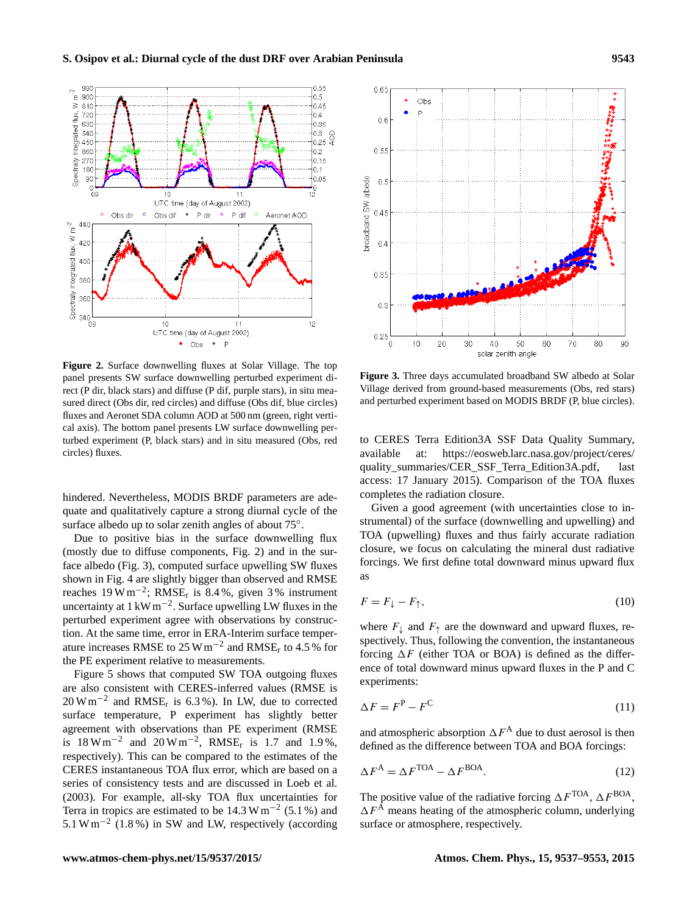**Figure 2.** Surface downwelling fluxes at Solar Village. The top panel presents SW surface downwelling perturbed experiment direct (P dir, black stars) and diffuse (P dif, purple stars), in situ measured direct (Obs dir, red circles) and diffuse (Obs dif, blue circles) fluxes and Aeronet SDA column AOD at 500 nm (green, right vertical axis). The bottom panel presents LW surface downwelling perturbed experiment (P, black stars) and in situ measured (Obs, red circles) fluxes.

**Figure 3.** Three days accumulated broadband SW albedo at Solar Village derived from ground-based measurements (Obs, red stars) and perturbed experiment based on MODIS BRDF (P, blue circles).

hindered. Nevertheless, MODIS BRDF parameters are adequate and qualitatively capture a strong diurnal cycle of the surface albedo up to solar zenith angles of about 75°.

Due to positive bias in the surface downwelling flux (mostly due to diffuse components, Fig. 2) and in the surface albedo (Fig. 3), computed surface upwelling SW fluxes shown in Fig. 4 are slightly bigger than observed and RMSE reaches $19\,\mathrm{W\,m^{-2}}$; $\mathrm{RMSE_r}$ is 8.4 %, given 3 % instrument uncertainty at $1\,\mathrm{kW\,m^{-2}}$. Surface upwelling LW fluxes in the perturbed experiment agree with observations by construction. At the same time, error in ERA-Interim surface temperature increases RMSE to $25\,\mathrm{W\,m^{-2}}$ and $\mathrm{RMSE_r}$ to 4.5 % for the PE experiment relative to measurements.

Figure 5 shows that computed SW TOA outgoing fluxes are also consistent with CERES-inferred values (RMSE is $20\,\mathrm{W\,m^{-2}}$ and $\mathrm{RMSE_r}$ is 6.3 %). In LW, due to corrected surface temperature, P experiment has slightly better agreement with observations than PE experiment (RMSE is $18\,\mathrm{W\,m^{-2}}$ and $20\,\mathrm{W\,m^{-2}}$, $\mathrm{RMSE_r}$ is 1.7 and 1.9 %, respectively). This can be compared to the estimates of the CERES instantaneous TOA flux error, which are based on a series of consistency tests and are discussed in Loeb et al. (2003). For example, all-sky TOA flux uncertainties for Terra in tropics are estimated to be $14.3\,\mathrm{W\,m^{-2}}$ (5.1 %) and $5.1\,\mathrm{W\,m^{-2}}$ (1.8 %) in SW and LW, respectively (according to CERES Terra Edition3A SSF Data Quality Summary, available at: https://eosweb.larc.nasa.gov/project/ceres/quality_summaries/CER_SSF_Terra_Edition3A.pdf, last access: 17 January 2015). Comparison of the TOA fluxes completes the radiation closure.

Given a good agreement (with uncertainties close to instrumental) of the surface (downwelling and upwelling) and TOA (upwelling) fluxes and thus fairly accurate radiation closure, we focus on calculating the mineral dust radiative forcings. We first define total downward minus upward flux as

$$F = F_{\downarrow} - F_{\uparrow}, \tag{10}$$

where $F_{\downarrow}$ and $F_{\uparrow}$ are the downward and upward fluxes, respectively. Thus, following the convention, the instantaneous forcing $\Delta F$ (either TOA or BOA) is defined as the difference of total downward minus upward fluxes in the P and C experiments:

$$\Delta F = F^{\mathrm{P}} - F^{\mathrm{C}} \tag{11}$$

and atmospheric absorption $\Delta F^{\mathrm{A}}$ due to dust aerosol is then defined as the difference between TOA and BOA forcings:

$$\Delta F^{\mathrm{A}} = \Delta F^{\mathrm{TOA}} - \Delta F^{\mathrm{BOA}}. \tag{12}$$

The positive value of the radiative forcing $\Delta F^{\mathrm{TOA}}$, $\Delta F^{\mathrm{BOA}}$, $\Delta F^{\mathrm{A}}$ means heating of the atmospheric column, underlying surface or atmosphere, respectively.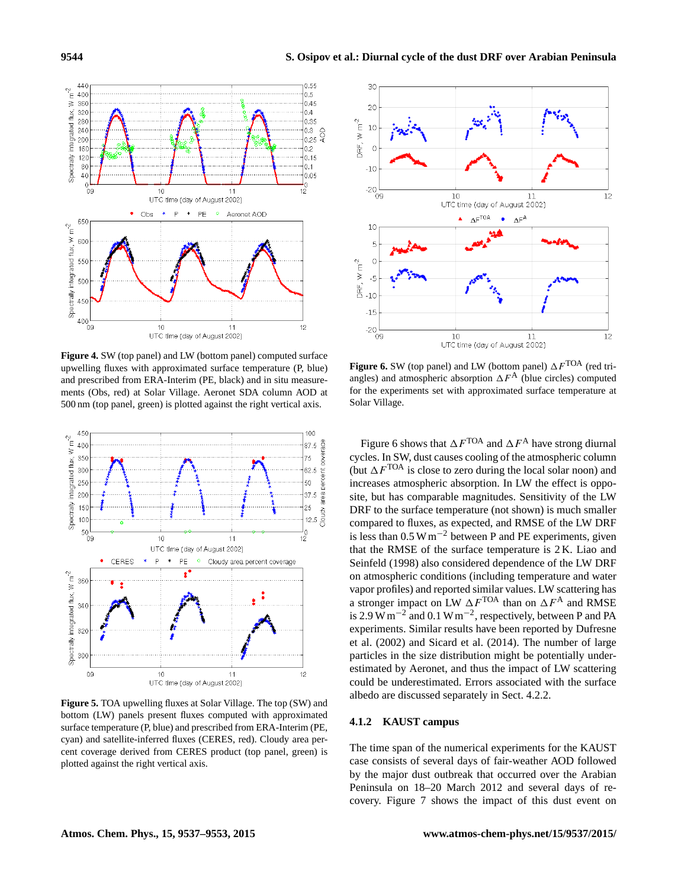**Figure 4.** SW (top panel) and LW (bottom panel) computed surface upwelling fluxes with approximated surface temperature (P, blue) and prescribed from ERA-Interim (PE, black) and in situ measurements (Obs, red) at Solar Village. Aeronet SDA column AOD at 500 nm (top panel, green) is plotted against the right vertical axis.

**Figure 5.** TOA upwelling fluxes at Solar Village. The top (SW) and bottom (LW) panels present fluxes computed with approximated surface temperature (P, blue) and prescribed from ERA-Interim (PE, cyan) and satellite-inferred fluxes (CERES, red). Cloudy area percent coverage derived from CERES product (top panel, green) is plotted against the right vertical axis.

**Figure 6.** SW (top panel) and LW (bottom panel) $\Delta F^{\mathrm{TOA}}$ (red triangles) and atmospheric absorption $\Delta F^{\mathrm{A}}$ (blue circles) computed for the experiments set with approximated surface temperature at Solar Village.

Figure 6 shows that $\Delta F^{\mathrm{TOA}}$ and $\Delta F^{\mathrm{A}}$ have strong diurnal cycles. In SW, dust causes cooling of the atmospheric column (but $\Delta F^{\mathrm{TOA}}$ is close to zero during the local solar noon) and increases atmospheric absorption. In LW the effect is opposite, but has comparable magnitudes. Sensitivity of the LW DRF to the surface temperature (not shown) is much smaller compared to fluxes, as expected, and RMSE of the LW DRF is less than $0.5\,\mathrm{W\,m^{-2}}$ between P and PE experiments, given that the RMSE of the surface temperature is 2 K. Liao and Seinfeld (1998) also considered dependence of the LW DRF on atmospheric conditions (including temperature and water vapor profiles) and reported similar values. LW scattering has a stronger impact on LW $\Delta F^{\mathrm{TOA}}$ than on $\Delta F^{\mathrm{A}}$ and RMSE is $2.9\,\mathrm{W\,m^{-2}}$ and $0.1\,\mathrm{W\,m^{-2}}$, respectively, between P and PA experiments. Similar results have been reported by Dufresne et al. (2002) and Sicard et al. (2014). The number of large particles in the size distribution might be potentially underestimated by Aeronet, and thus the impact of LW scattering could be underestimated. Errors associated with the surface albedo are discussed separately in Sect. 4.2.2.

#### 4.1.2 KAUST campus

The time span of the numerical experiments for the KAUST case consists of several days of fair-weather AOD followed by the major dust outbreak that occurred over the Arabian Peninsula on 18–20 March 2012 and several days of recovery. Figure 7 shows the impact of this dust event on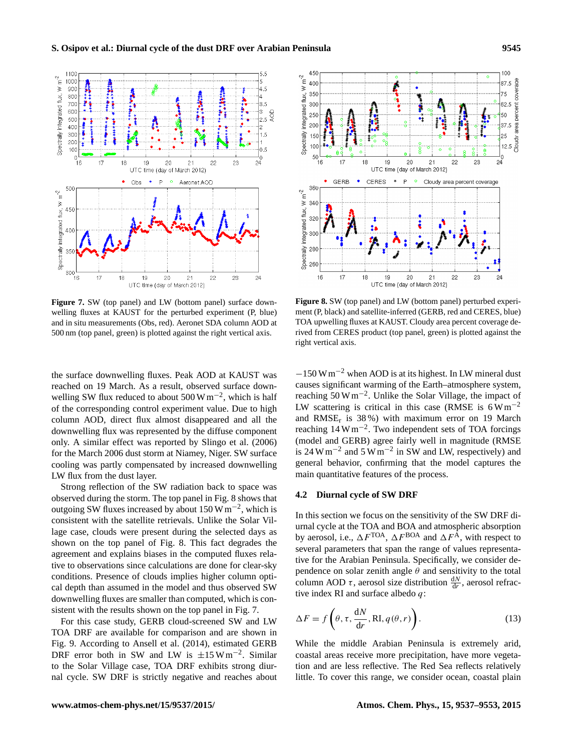**Figure 7.** SW (top panel) and LW (bottom panel) surface downwelling fluxes at KAUST for the perturbed experiment (P, blue) and in situ measurements (Obs, red). Aeronet SDA column AOD at 500 nm (top panel, green) is plotted against the right vertical axis.

**Figure 8.** SW (top panel) and LW (bottom panel) perturbed experiment (P, black) and satellite-inferred (GERB, red and CERES, blue) TOA upwelling fluxes at KAUST. Cloudy area percent coverage derived from CERES product (top panel, green) is plotted against the right vertical axis.

the surface downwelling fluxes. Peak AOD at KAUST was reached on 19 March. As a result, observed surface downwelling SW flux reduced to about 500 $\mathrm{W\,m^{-2}}$, which is half of the corresponding control experiment value. Due to high column AOD, direct flux almost disappeared and all the downwelling flux was represented by the diffuse component only. A similar effect was reported by Slingo et al. (2006) for the March 2006 dust storm at Niamey, Niger. SW surface cooling was partly compensated by increased downwelling LW flux from the dust layer.

Strong reflection of the SW radiation back to space was observed during the storm. The top panel in Fig. 8 shows that outgoing SW fluxes increased by about 150 $\mathrm{W\,m^{-2}}$, which is consistent with the satellite retrievals. Unlike the Solar Village case, clouds were present during the selected days as shown on the top panel of Fig. 8. This fact degrades the agreement and explains biases in the computed fluxes relative to observations since calculations are done for clear-sky conditions. Presence of clouds implies higher column optical depth than assumed in the model and thus observed SW downwelling fluxes are smaller than computed, which is consistent with the results shown on the top panel in Fig. 7.

For this case study, GERB cloud-screened SW and LW TOA DRF are available for comparison and are shown in Fig. 9. According to Ansell et al. (2014), estimated GERB DRF error both in SW and LW is $\pm 15\,\mathrm{W\,m^{-2}}$. Similar to the Solar Village case, TOA DRF exhibits strong diurnal cycle. SW DRF is strictly negative and reaches about $-150\,\mathrm{W\,m^{-2}}$ when AOD is at its highest. In LW mineral dust causes significant warming of the Earth–atmosphere system, reaching 50 $\mathrm{W\,m^{-2}}$. Unlike the Solar Village, the impact of LW scattering is critical in this case (RMSE is 6 $\mathrm{W\,m^{-2}}$ and $\mathrm{RMSE_r}$ is 38 %) with maximum error on 19 March reaching 14 $\mathrm{W\,m^{-2}}$. Two independent sets of TOA forcings (model and GERB) agree fairly well in magnitude (RMSE is 24 $\mathrm{W\,m^{-2}}$ and 5 $\mathrm{W\,m^{-2}}$ in SW and LW, respectively) and general behavior, confirming that the model captures the main quantitative features of the process.

### 4.2 Diurnal cycle of SW DRF

In this section we focus on the sensitivity of the SW DRF diurnal cycle at the TOA and BOA and atmospheric absorption by aerosol, i.e., $\Delta F^{\mathrm{TOA}}$, $\Delta F^{\mathrm{BOA}}$ and $\Delta F^{\mathrm{A}}$, with respect to several parameters that span the range of values representative for the Arabian Peninsula. Specifically, we consider dependence on solar zenith angle $\theta$ and sensitivity to the total column AOD $\tau$, aerosol size distribution $\frac{\mathrm{d}N}{\mathrm{d}r}$, aerosol refractive index RI and surface albedo $q$:

$$\Delta F = f\left(\theta, \tau, \frac{\mathrm{d}N}{\mathrm{d}r}, \mathrm{RI}, q(\theta, r)\right). \tag{13}$$

While the middle Arabian Peninsula is extremely arid, coastal areas receive more precipitation, have more vegetation and are less reflective. The Red Sea reflects relatively little. To cover this range, we consider ocean, coastal plain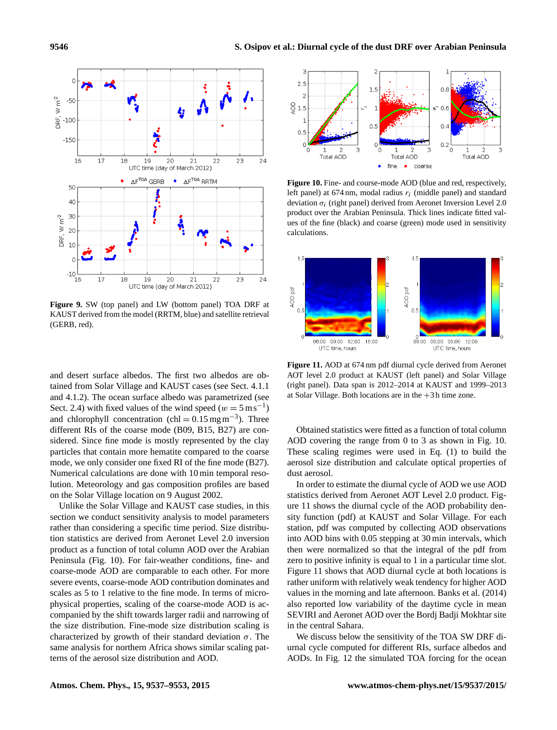**Figure 9.** SW (top panel) and LW (bottom panel) TOA DRF at KAUST derived from the model (RRTM, blue) and satellite retrieval (GERB, red).

**Figure 10.** Fine- and course-mode AOD (blue and red, respectively, left panel) at 674 nm, modal radius $r_i$ (middle panel) and standard deviation $\sigma_i$ (right panel) derived from Aeronet Inversion Level 2.0 product over the Arabian Peninsula. Thick lines indicate fitted values of the fine (black) and coarse (green) mode used in sensitivity calculations.

**Figure 11.** AOD at 674 nm pdf diurnal cycle derived from Aeronet AOT level 2.0 product at KAUST (left panel) and Solar Village (right panel). Data span is 2012–2014 at KAUST and 1999–2013 at Solar Village. Both locations are in the +3 h time zone.

and desert surface albedos. The first two albedos are obtained from Solar Village and KAUST cases (see Sect. 4.1.1 and 4.1.2). The ocean surface albedo was parametrized (see Sect. 2.4) with fixed values of the wind speed ($w = 5\,\mathrm{m\,s^{-1}}$) and chlorophyll concentration ($\mathrm{chl} = 0.15\,\mathrm{mg\,m^{-3}}$). Three different RIs of the coarse mode (B09, B15, B27) are considered. Since fine mode is mostly represented by the clay particles that contain more hematite compared to the coarse mode, we only consider one fixed RI of the fine mode (B27). Numerical calculations are done with 10 min temporal resolution. Meteorology and gas composition profiles are based on the Solar Village location on 9 August 2002.

Unlike the Solar Village and KAUST case studies, in this section we conduct sensitivity analysis to model parameters rather than considering a specific time period. Size distribution statistics are derived from Aeronet Level 2.0 inversion product as a function of total column AOD over the Arabian Peninsula (Fig. 10). For fair-weather conditions, fine- and coarse-mode AOD are comparable to each other. For more severe events, coarse-mode AOD contribution dominates and scales as 5 to 1 relative to the fine mode. In terms of microphysical properties, scaling of the coarse-mode AOD is accompanied by the shift towards larger radii and narrowing of the size distribution. Fine-mode size distribution scaling is characterized by growth of their standard deviation $\sigma$. The same analysis for northern Africa shows similar scaling patterns of the aerosol size distribution and AOD.

Obtained statistics were fitted as a function of total column AOD covering the range from 0 to 3 as shown in Fig. 10. These scaling regimes were used in Eq. (1) to build the aerosol size distribution and calculate optical properties of dust aerosol.

In order to estimate the diurnal cycle of AOD we use AOD statistics derived from Aeronet AOT Level 2.0 product. Figure 11 shows the diurnal cycle of the AOD probability density function (pdf) at KAUST and Solar Village. For each station, pdf was computed by collecting AOD observations into AOD bins with 0.05 stepping at 30 min intervals, which then were normalized so that the integral of the pdf from zero to positive infinity is equal to 1 in a particular time slot. Figure 11 shows that AOD diurnal cycle at both locations is rather uniform with relatively weak tendency for higher AOD values in the morning and late afternoon. Banks et al. (2014) also reported low variability of the daytime cycle in mean SEVIRI and Aeronet AOD over the Bordj Badji Mokhtar site in the central Sahara.

We discuss below the sensitivity of the TOA SW DRF diurnal cycle computed for different RIs, surface albedos and AODs. In Fig. 12 the simulated TOA forcing for the ocean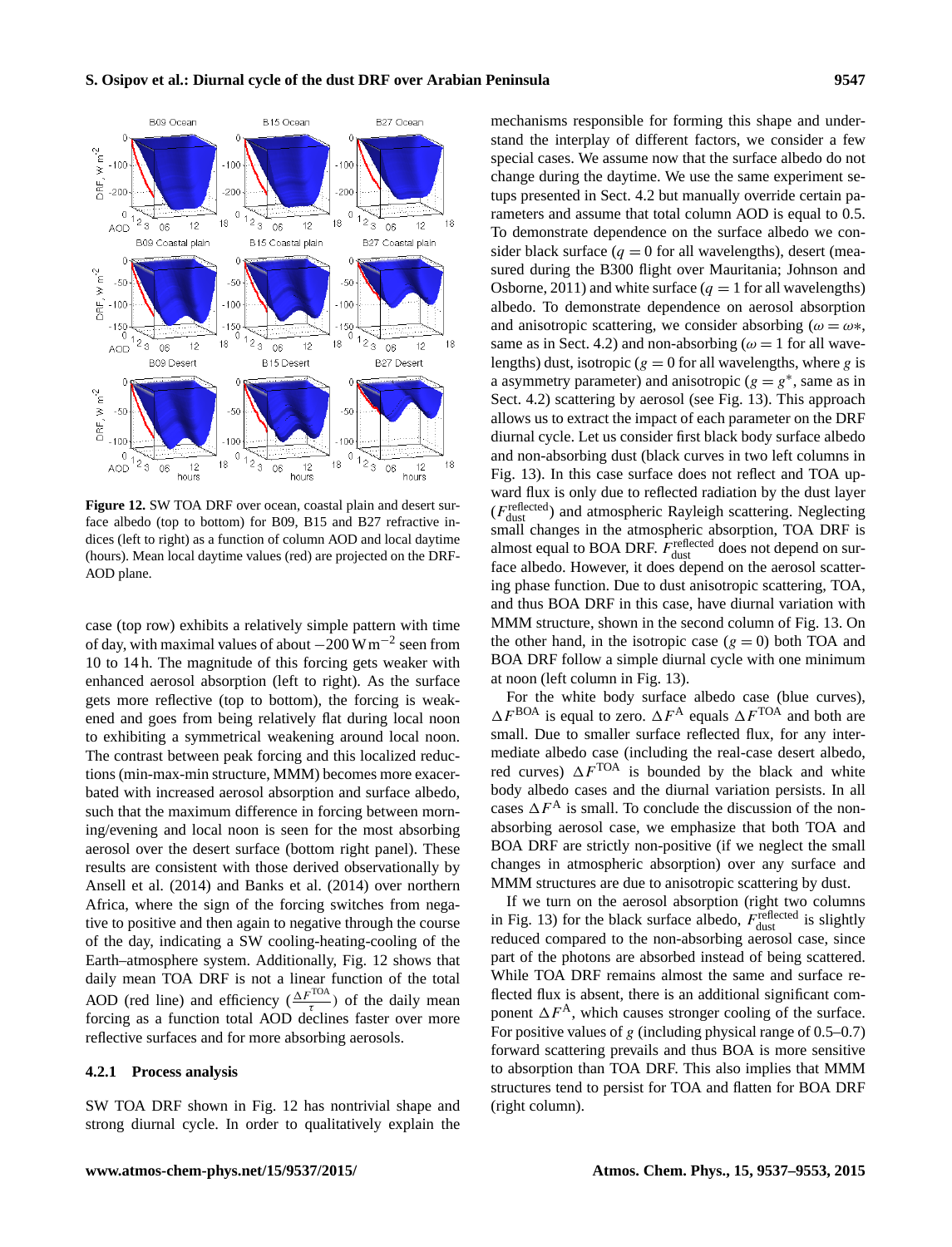**Figure 12.** SW TOA DRF over ocean, coastal plain and desert surface albedo (top to bottom) for B09, B15 and B27 refractive indices (left to right) as a function of column AOD and local daytime (hours). Mean local daytime values (red) are projected on the DRF-AOD plane.

case (top row) exhibits a relatively simple pattern with time of day, with maximal values of about $-200\,\mathrm{W\,m^{-2}}$ seen from 10 to 14 h. The magnitude of this forcing gets weaker with enhanced aerosol absorption (left to right). As the surface gets more reflective (top to bottom), the forcing is weakened and goes from being relatively flat during local noon to exhibiting a symmetrical weakening around local noon. The contrast between peak forcing and this localized reductions (min-max-min structure, MMM) becomes more exacerbated with increased aerosol absorption and surface albedo, such that the maximum difference in forcing between morning/evening and local noon is seen for the most absorbing aerosol over the desert surface (bottom right panel). These results are consistent with those derived observationally by Ansell et al. (2014) and Banks et al. (2014) over northern Africa, where the sign of the forcing switches from negative to positive and then again to negative through the course of the day, indicating a SW cooling-heating-cooling of the Earth–atmosphere system. Additionally, Fig. 12 shows that daily mean TOA DRF is not a linear function of the total AOD (red line) and efficiency ($\frac{\Delta F^{\mathrm{TOA}}}{\tau}$) of the daily mean forcing as a function total AOD declines faster over more reflective surfaces and for more absorbing aerosols.

### 4.2.1 Process analysis

SW TOA DRF shown in Fig. 12 has nontrivial shape and strong diurnal cycle. In order to qualitatively explain the mechanisms responsible for forming this shape and understand the interplay of different factors, we consider a few special cases. We assume now that the surface albedo do not change during the daytime. We use the same experiment setups presented in Sect. 4.2 but manually override certain parameters and assume that total column AOD is equal to 0.5. To demonstrate dependence on the surface albedo we consider black surface ($q = 0$ for all wavelengths), desert (measured during the B300 flight over Mauritania; Johnson and Osborne, 2011) and white surface ($q = 1$ for all wavelengths) albedo. To demonstrate dependence on aerosol absorption and anisotropic scattering, we consider absorbing ($\omega = \omega*$, same as in Sect. 4.2) and non-absorbing ($\omega = 1$ for all wavelengths) dust, isotropic ($g = 0$ for all wavelengths, where $g$ is a asymmetry parameter) and anisotropic ($g = g^*$, same as in Sect. 4.2) scattering by aerosol (see Fig. 13). This approach allows us to extract the impact of each parameter on the DRF diurnal cycle. Let us consider first black body surface albedo and non-absorbing dust (black curves in two left columns in Fig. 13). In this case surface does not reflect and TOA upward flux is only due to reflected radiation by the dust layer ($F_{\mathrm{dust}}^{\mathrm{reflected}}$) and atmospheric Rayleigh scattering. Neglecting small changes in the atmospheric absorption, TOA DRF is almost equal to BOA DRF. $F_{\mathrm{dust}}^{\mathrm{reflected}}$ does not depend on surface albedo. However, it does depend on the aerosol scattering phase function. Due to dust anisotropic scattering, TOA, and thus BOA DRF in this case, have diurnal variation with MMM structure, shown in the second column of Fig. 13. On the other hand, in the isotropic case ($g = 0$) both TOA and BOA DRF follow a simple diurnal cycle with one minimum at noon (left column in Fig. 13).

For the white body surface albedo case (blue curves), $\Delta F^{\mathrm{BOA}}$ is equal to zero. $\Delta F^{\mathrm{A}}$ equals $\Delta F^{\mathrm{TOA}}$ and both are small. Due to smaller surface reflected flux, for any intermediate albedo case (including the real-case desert albedo, red curves) $\Delta F^{\mathrm{TOA}}$ is bounded by the black and white body albedo cases and the diurnal variation persists. In all cases $\Delta F^{\mathrm{A}}$ is small. To conclude the discussion of the non-absorbing aerosol case, we emphasize that both TOA and BOA DRF are strictly non-positive (if we neglect the small changes in atmospheric absorption) over any surface and MMM structures are due to anisotropic scattering by dust.

If we turn on the aerosol absorption (right two columns in Fig. 13) for the black surface albedo, $F_{\mathrm{dust}}^{\mathrm{reflected}}$ is slightly reduced compared to the non-absorbing aerosol case, since part of the photons are absorbed instead of being scattered. While TOA DRF remains almost the same and surface reflected flux is absent, there is an additional significant component $\Delta F^{\mathrm{A}}$, which causes stronger cooling of the surface. For positive values of $g$ (including physical range of 0.5–0.7) forward scattering prevails and thus BOA is more sensitive to absorption than TOA DRF. This also implies that MMM structures tend to persist for TOA and flatten for BOA DRF (right column).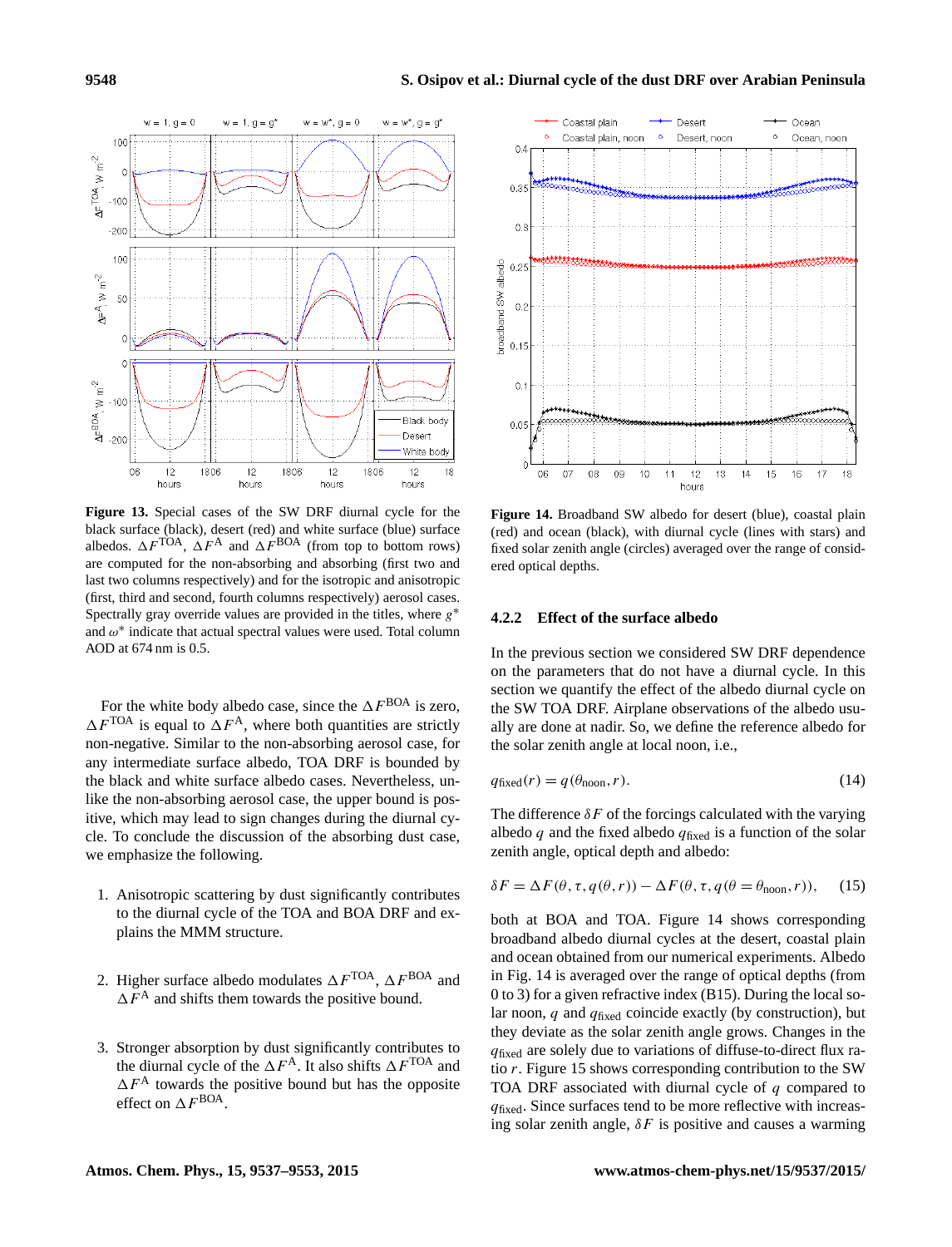**Figure 13.** Special cases of the SW DRF diurnal cycle for the black surface (black), desert (red) and white surface (blue) surface albedos. $\Delta F^{\mathrm{TOA}}$, $\Delta F^{\mathrm{A}}$ and $\Delta F^{\mathrm{BOA}}$ (from top to bottom rows) are computed for the non-absorbing and absorbing (first two and last two columns respectively) and for the isotropic and anisotropic (first, third and second, fourth columns respectively) aerosol cases. Spectrally gray override values are provided in the titles, where $g^*$ and $\omega^*$ indicate that actual spectral values were used. Total column AOD at 674 nm is 0.5.

For the white body albedo case, since the $\Delta F^{\mathrm{BOA}}$ is zero, $\Delta F^{\mathrm{TOA}}$ is equal to $\Delta F^{\mathrm{A}}$, where both quantities are strictly non-negative. Similar to the non-absorbing aerosol case, for any intermediate surface albedo, TOA DRF is bounded by the black and white surface albedo cases. Nevertheless, unlike the non-absorbing aerosol case, the upper bound is positive, which may lead to sign changes during the diurnal cycle. To conclude the discussion of the absorbing dust case, we emphasize the following.

1. Anisotropic scattering by dust significantly contributes to the diurnal cycle of the TOA and BOA DRF and explains the MMM structure.

2. Higher surface albedo modulates $\Delta F^{\mathrm{TOA}}$, $\Delta F^{\mathrm{BOA}}$ and $\Delta F^{\mathrm{A}}$ and shifts them towards the positive bound.

3. Stronger absorption by dust significantly contributes to the diurnal cycle of the $\Delta F^{\mathrm{A}}$. It also shifts $\Delta F^{\mathrm{TOA}}$ and $\Delta F^{\mathrm{A}}$ towards the positive bound but has the opposite effect on $\Delta F^{\mathrm{BOA}}$.

**Figure 14.** Broadband SW albedo for desert (blue), coastal plain (red) and ocean (black), with diurnal cycle (lines with stars) and fixed solar zenith angle (circles) averaged over the range of considered optical depths.

### 4.2.2 Effect of the surface albedo

In the previous section we considered SW DRF dependence on the parameters that do not have a diurnal cycle. In this section we quantify the effect of the albedo diurnal cycle on the SW TOA DRF. Airplane observations of the albedo usually are done at nadir. So, we define the reference albedo for the solar zenith angle at local noon, i.e.,

$$q_{\mathrm{fixed}}(r) = q(\theta_{\mathrm{noon}}, r). \tag{14}$$

The difference $\delta F$ of the forcings calculated with the varying albedo $q$ and the fixed albedo $q_{\mathrm{fixed}}$ is a function of the solar zenith angle, optical depth and albedo:

$$\delta F = \Delta F(\theta, \tau, q(\theta, r)) - \Delta F(\theta, \tau, q(\theta = \theta_{\mathrm{noon}}, r)), \tag{15}$$

both at BOA and TOA. Figure 14 shows corresponding broadband albedo diurnal cycles at the desert, coastal plain and ocean obtained from our numerical experiments. Albedo in Fig. 14 is averaged over the range of optical depths (from 0 to 3) for a given refractive index (B15). During the local solar noon, $q$ and $q_{\mathrm{fixed}}$ coincide exactly (by construction), but they deviate as the solar zenith angle grows. Changes in the $q_{\mathrm{fixed}}$ are solely due to variations of diffuse-to-direct flux ratio $r$. Figure 15 shows corresponding contribution to the SW TOA DRF associated with diurnal cycle of $q$ compared to $q_{\mathrm{fixed}}$. Since surfaces tend to be more reflective with increasing solar zenith angle, $\delta F$ is positive and causes a warming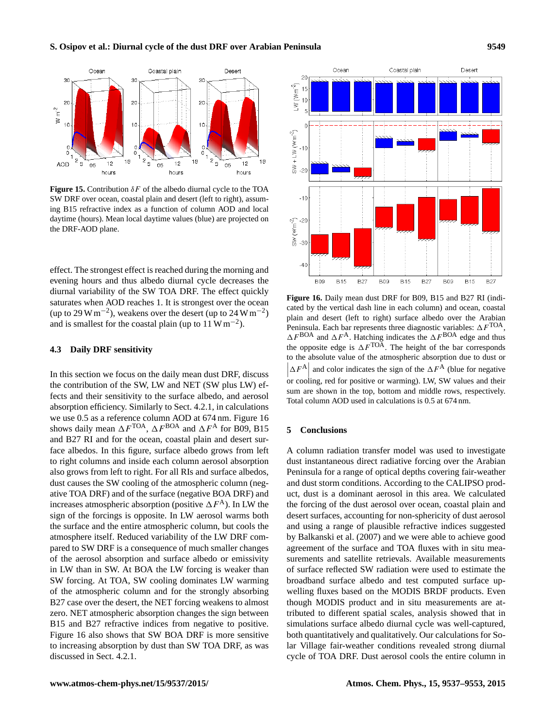**Figure 15.** Contribution $\delta F$ of the albedo diurnal cycle to the TOA SW DRF over ocean, coastal plain and desert (left to right), assuming B15 refractive index as a function of column AOD and local daytime (hours). Mean local daytime values (blue) are projected on the DRF-AOD plane.

effect. The strongest effect is reached during the morning and evening hours and thus albedo diurnal cycle decreases the diurnal variability of the SW TOA DRF. The effect quickly saturates when AOD reaches 1. It is strongest over the ocean (up to 29 $\mathrm{W\,m^{-2}}$), weakens over the desert (up to 24 $\mathrm{W\,m^{-2}}$) and is smallest for the coastal plain (up to 11 $\mathrm{W\,m^{-2}}$).

### 4.3 Daily DRF sensitivity

In this section we focus on the daily mean dust DRF, discuss the contribution of the SW, LW and NET (SW plus LW) effects and their sensitivity to the surface albedo, and aerosol absorption efficiency. Similarly to Sect. 4.2.1, in calculations we use 0.5 as a reference column AOD at 674 nm. Figure 16 shows daily mean $\Delta F^{\mathrm{TOA}}$, $\Delta F^{\mathrm{BOA}}$ and $\Delta F^{\mathrm{A}}$ for B09, B15 and B27 RI and for the ocean, coastal plain and desert surface albedos. In this figure, surface albedo grows from left to right columns and inside each column aerosol absorption also grows from left to right. For all RIs and surface albedos, dust causes the SW cooling of the atmospheric column (negative TOA DRF) and of the surface (negative BOA DRF) and increases atmospheric absorption (positive $\Delta F^{\mathrm{A}}$). In LW the sign of the forcings is opposite. In LW aerosol warms both the surface and the entire atmospheric column, but cools the atmosphere itself. Reduced variability of the LW DRF compared to SW DRF is a consequence of much smaller changes of the aerosol absorption and surface albedo or emissivity in LW than in SW. At BOA the LW forcing is weaker than SW forcing. At TOA, SW cooling dominates LW warming of the atmospheric column and for the strongly absorbing B27 case over the desert, the NET forcing weakens to almost zero. NET atmospheric absorption changes the sign between B15 and B27 refractive indices from negative to positive. Figure 16 also shows that SW BOA DRF is more sensitive to increasing absorption by dust than SW TOA DRF, as was discussed in Sect. 4.2.1.

**Figure 16.** Daily mean dust DRF for B09, B15 and B27 RI (indicated by the vertical dash line in each column) and ocean, coastal plain and desert (left to right) surface albedo over the Arabian Peninsula. Each bar represents three diagnostic variables: $\Delta F^{\mathrm{TOA}}$, $\Delta F^{\mathrm{BOA}}$ and $\Delta F^{\mathrm{A}}$. Hatching indicates the $\Delta F^{\mathrm{BOA}}$ edge and thus the opposite edge is $\Delta F^{\mathrm{TOA}}$. The height of the bar corresponds to the absolute value of the atmospheric absorption due to dust or $\left|\Delta F^{\mathrm{A}}\right|$ and color indicates the sign of the $\Delta F^{\mathrm{A}}$ (blue for negative or cooling, red for positive or warming). LW, SW values and their sum are shown in the top, bottom and middle rows, respectively. Total column AOD used in calculations is 0.5 at 674 nm.

## 5 Conclusions

A column radiation transfer model was used to investigate dust instantaneous direct radiative forcing over the Arabian Peninsula for a range of optical depths covering fair-weather and dust storm conditions. According to the CALIPSO product, dust is a dominant aerosol in this area. We calculated the forcing of the dust aerosol over ocean, coastal plain and desert surfaces, accounting for non-sphericity of dust aerosol and using a range of plausible refractive indices suggested by Balkanski et al. (2007) and we were able to achieve good agreement of the surface and TOA fluxes with in situ measurements and satellite retrievals. Available measurements of surface reflected SW radiation were used to estimate the broadband surface albedo and test computed surface upwelling fluxes based on the MODIS BRDF products. Even though MODIS product and in situ measurements are attributed to different spatial scales, analysis showed that in simulations surface albedo diurnal cycle was well-captured, both quantitatively and qualitatively. Our calculations for Solar Village fair-weather conditions revealed strong diurnal cycle of TOA DRF. Dust aerosol cools the entire column in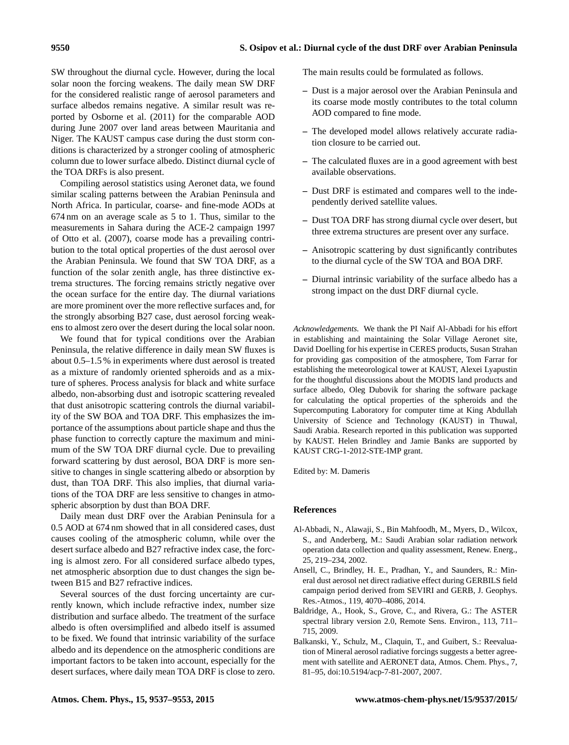SW throughout the diurnal cycle. However, during the local solar noon the forcing weakens. The daily mean SW DRF for the considered realistic range of aerosol parameters and surface albedos remains negative. A similar result was reported by Osborne et al. (2011) for the comparable AOD during June 2007 over land areas between Mauritania and Niger. The KAUST campus case during the dust storm conditions is characterized by a stronger cooling of atmospheric column due to lower surface albedo. Distinct diurnal cycle of the TOA DRFs is also present.

Compiling aerosol statistics using Aeronet data, we found similar scaling patterns between the Arabian Peninsula and North Africa. In particular, coarse- and fine-mode AODs at 674 nm on an average scale as 5 to 1. Thus, similar to the measurements in Sahara during the ACE-2 campaign 1997 of Otto et al. (2007), coarse mode has a prevailing contribution to the total optical properties of the dust aerosol over the Arabian Peninsula. We found that SW TOA DRF, as a function of the solar zenith angle, has three distinctive extrema structures. The forcing remains strictly negative over the ocean surface for the entire day. The diurnal variations are more prominent over the more reflective surfaces and, for the strongly absorbing B27 case, dust aerosol forcing weakens to almost zero over the desert during the local solar noon.

We found that for typical conditions over the Arabian Peninsula, the relative difference in daily mean SW fluxes is about 0.5–1.5 % in experiments where dust aerosol is treated as a mixture of randomly oriented spheroids and as a mixture of spheres. Process analysis for black and white surface albedo, non-absorbing dust and isotropic scattering revealed that dust anisotropic scattering controls the diurnal variability of the SW BOA and TOA DRF. This emphasizes the importance of the assumptions about particle shape and thus the phase function to correctly capture the maximum and minimum of the SW TOA DRF diurnal cycle. Due to prevailing forward scattering by dust aerosol, BOA DRF is more sensitive to changes in single scattering albedo or absorption by dust, than TOA DRF. This also implies, that diurnal variations of the TOA DRF are less sensitive to changes in atmospheric absorption by dust than BOA DRF.

Daily mean dust DRF over the Arabian Peninsula for a 0.5 AOD at 674 nm showed that in all considered cases, dust causes cooling of the atmospheric column, while over the desert surface albedo and B27 refractive index case, the forcing is almost zero. For all considered surface albedo types, net atmospheric absorption due to dust changes the sign between B15 and B27 refractive indices.

Several sources of the dust forcing uncertainty are currently known, which include refractive index, number size distribution and surface albedo. The treatment of the surface albedo is often oversimplified and albedo itself is assumed to be fixed. We found that intrinsic variability of the surface albedo and its dependence on the atmospheric conditions are important factors to be taken into account, especially for the desert surfaces, where daily mean TOA DRF is close to zero.

The main results could be formulated as follows.

- Dust is a major aerosol over the Arabian Peninsula and its coarse mode mostly contributes to the total column AOD compared to fine mode.
- The developed model allows relatively accurate radiation closure to be carried out.
- The calculated fluxes are in a good agreement with best available observations.
- Dust DRF is estimated and compares well to the independently derived satellite values.
- Dust TOA DRF has strong diurnal cycle over desert, but three extrema structures are present over any surface.
- Anisotropic scattering by dust significantly contributes to the diurnal cycle of the SW TOA and BOA DRF.
- Diurnal intrinsic variability of the surface albedo has a strong impact on the dust DRF diurnal cycle.

*Acknowledgements.* We thank the PI Naif Al-Abbadi for his effort in establishing and maintaining the Solar Village Aeronet site, David Doelling for his expertise in CERES products, Susan Strahan for providing gas composition of the atmosphere, Tom Farrar for establishing the meteorological tower at KAUST, Alexei Lyapustin for the thoughtful discussions about the MODIS land products and surface albedo, Oleg Dubovik for sharing the software package for calculating the optical properties of the spheroids and the Supercomputing Laboratory for computer time at King Abdullah University of Science and Technology (KAUST) in Thuwal, Saudi Arabia. Research reported in this publication was supported by KAUST. Helen Brindley and Jamie Banks are supported by KAUST CRG-1-2012-STE-IMP grant.

Edited by: M. Dameris

## References

Al-Abbadi, N., Alawaji, S., Bin Mahfoodh, M., Myers, D., Wilcox, S., and Anderberg, M.: Saudi Arabian solar radiation network operation data collection and quality assessment, Renew. Energ., 25, 219–234, 2002.

Ansell, C., Brindley, H. E., Pradhan, Y., and Saunders, R.: Mineral dust aerosol net direct radiative effect during GERBILS field campaign period derived from SEVIRI and GERB, J. Geophys. Res.-Atmos., 119, 4070–4086, 2014.

Baldridge, A., Hook, S., Grove, C., and Rivera, G.: The ASTER spectral library version 2.0, Remote Sens. Environ., 113, 711–715, 2009.

Balkanski, Y., Schulz, M., Claquin, T., and Guibert, S.: Reevaluation of Mineral aerosol radiative forcings suggests a better agreement with satellite and AERONET data, Atmos. Chem. Phys., 7, 81–95, doi:10.5194/acp-7-81-2007, 2007.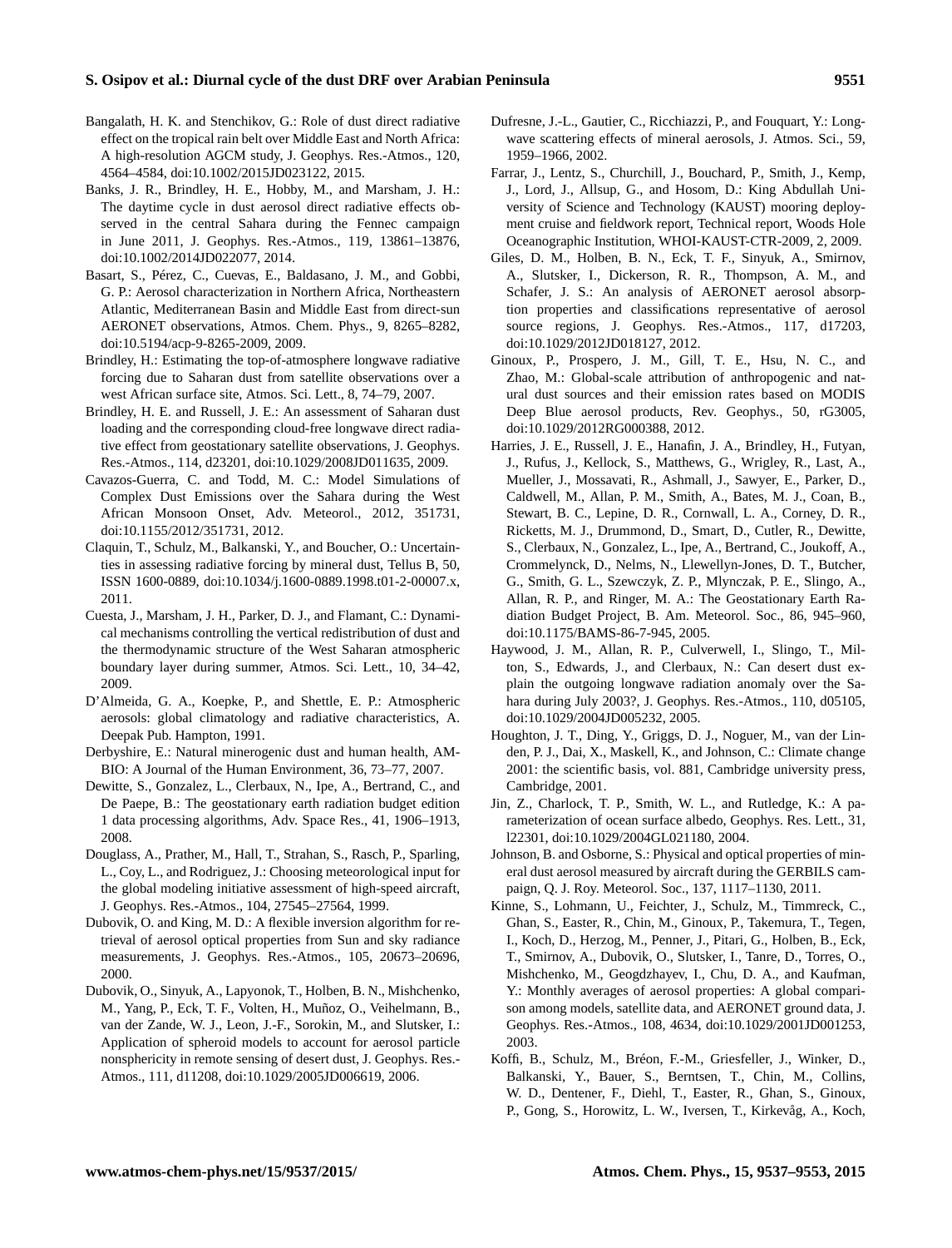Bangalath, H. K. and Stenchikov, G.: Role of dust direct radiative effect on the tropical rain belt over Middle East and North Africa: A high-resolution AGCM study, J. Geophys. Res.-Atmos., 120, 4564–4584, doi:10.1002/2015JD023122, 2015.

Banks, J. R., Brindley, H. E., Hobby, M., and Marsham, J. H.: The daytime cycle in dust aerosol direct radiative effects observed in the central Sahara during the Fennec campaign in June 2011, J. Geophys. Res.-Atmos., 119, 13861–13876, doi:10.1002/2014JD022077, 2014.

Basart, S., Pérez, C., Cuevas, E., Baldasano, J. M., and Gobbi, G. P.: Aerosol characterization in Northern Africa, Northeastern Atlantic, Mediterranean Basin and Middle East from direct-sun AERONET observations, Atmos. Chem. Phys., 9, 8265–8282, doi:10.5194/acp-9-8265-2009, 2009.

Brindley, H.: Estimating the top-of-atmosphere longwave radiative forcing due to Saharan dust from satellite observations over a west African surface site, Atmos. Sci. Lett., 8, 74–79, 2007.

Brindley, H. E. and Russell, J. E.: An assessment of Saharan dust loading and the corresponding cloud-free longwave direct radiative effect from geostationary satellite observations, J. Geophys. Res.-Atmos., 114, d23201, doi:10.1029/2008JD011635, 2009.

Cavazos-Guerra, C. and Todd, M. C.: Model Simulations of Complex Dust Emissions over the Sahara during the West African Monsoon Onset, Adv. Meteorol., 2012, 351731, doi:10.1155/2012/351731, 2012.

Claquin, T., Schulz, M., Balkanski, Y., and Boucher, O.: Uncertainties in assessing radiative forcing by mineral dust, Tellus B, 50, ISSN 1600-0889, doi:10.1034/j.1600-0889.1998.t01-2-00007.x, 2011.

Cuesta, J., Marsham, J. H., Parker, D. J., and Flamant, C.: Dynamical mechanisms controlling the vertical redistribution of dust and the thermodynamic structure of the West Saharan atmospheric boundary layer during summer, Atmos. Sci. Lett., 10, 34–42, 2009.

D'Almeida, G. A., Koepke, P., and Shettle, E. P.: Atmospheric aerosols: global climatology and radiative characteristics, A. Deepak Pub. Hampton, 1991.

Derbyshire, E.: Natural minerogenic dust and human health, AMBIO: A Journal of the Human Environment, 36, 73–77, 2007.

Dewitte, S., Gonzalez, L., Clerbaux, N., Ipe, A., Bertrand, C., and De Paepe, B.: The geostationary earth radiation budget edition 1 data processing algorithms, Adv. Space Res., 41, 1906–1913, 2008.

Douglass, A., Prather, M., Hall, T., Strahan, S., Rasch, P., Sparling, L., Coy, L., and Rodriguez, J.: Choosing meteorological input for the global modeling initiative assessment of high-speed aircraft, J. Geophys. Res.-Atmos., 104, 27545–27564, 1999.

Dubovik, O. and King, M. D.: A flexible inversion algorithm for retrieval of aerosol optical properties from Sun and sky radiance measurements, J. Geophys. Res.-Atmos., 105, 20673–20696, 2000.

Dubovik, O., Sinyuk, A., Lapyonok, T., Holben, B. N., Mishchenko, M., Yang, P., Eck, T. F., Volten, H., Muñoz, O., Veihelmann, B., van der Zande, W. J., Leon, J.-F., Sorokin, M., and Slutsker, I.: Application of spheroid models to account for aerosol particle nonsphericity in remote sensing of desert dust, J. Geophys. Res.-Atmos., 111, d11208, doi:10.1029/2005JD006619, 2006.

Dufresne, J.-L., Gautier, C., Ricchiazzi, P., and Fouquart, Y.: Longwave scattering effects of mineral aerosols, J. Atmos. Sci., 59, 1959–1966, 2002.

Farrar, J., Lentz, S., Churchill, J., Bouchard, P., Smith, J., Kemp, J., Lord, J., Allsup, G., and Hosom, D.: King Abdullah University of Science and Technology (KAUST) mooring deployment cruise and fieldwork report, Technical report, Woods Hole Oceanographic Institution, WHOI-KAUST-CTR-2009, 2, 2009.

Giles, D. M., Holben, B. N., Eck, T. F., Sinyuk, A., Smirnov, A., Slutsker, I., Dickerson, R. R., Thompson, A. M., and Schafer, J. S.: An analysis of AERONET aerosol absorption properties and classifications representative of aerosol source regions, J. Geophys. Res.-Atmos., 117, d17203, doi:10.1029/2012JD018127, 2012.

Ginoux, P., Prospero, J. M., Gill, T. E., Hsu, N. C., and Zhao, M.: Global-scale attribution of anthropogenic and natural dust sources and their emission rates based on MODIS Deep Blue aerosol products, Rev. Geophys., 50, rG3005, doi:10.1029/2012RG000388, 2012.

Harries, J. E., Russell, J. E., Hanafin, J. A., Brindley, H., Futyan, J., Rufus, J., Kellock, S., Matthews, G., Wrigley, R., Last, A., Mueller, J., Mossavati, R., Ashmall, J., Sawyer, E., Parker, D., Caldwell, M., Allan, P. M., Smith, A., Bates, M. J., Coan, B., Stewart, B. C., Lepine, D. R., Cornwall, L. A., Corney, D. R., Ricketts, M. J., Drummond, D., Smart, D., Cutler, R., Dewitte, S., Clerbaux, N., Gonzalez, L., Ipe, A., Bertrand, C., Joukoff, A., Crommelynck, D., Nelms, N., Llewellyn-Jones, D. T., Butcher, G., Smith, G. L., Szewczyk, Z. P., Mlynczak, P. E., Slingo, A., Allan, R. P., and Ringer, M. A.: The Geostationary Earth Radiation Budget Project, B. Am. Meteorol. Soc., 86, 945–960, doi:10.1175/BAMS-86-7-945, 2005.

Haywood, J. M., Allan, R. P., Culverwell, I., Slingo, T., Milton, S., Edwards, J., and Clerbaux, N.: Can desert dust explain the outgoing longwave radiation anomaly over the Sahara during July 2003?, J. Geophys. Res.-Atmos., 110, d05105, doi:10.1029/2004JD005232, 2005.

Houghton, J. T., Ding, Y., Griggs, D. J., Noguer, M., van der Linden, P. J., Dai, X., Maskell, K., and Johnson, C.: Climate change 2001: the scientific basis, vol. 881, Cambridge university press, Cambridge, 2001.

Jin, Z., Charlock, T. P., Smith, W. L., and Rutledge, K.: A parameterization of ocean surface albedo, Geophys. Res. Lett., 31, l22301, doi:10.1029/2004GL021180, 2004.

Johnson, B. and Osborne, S.: Physical and optical properties of mineral dust aerosol measured by aircraft during the GERBILS campaign, Q. J. Roy. Meteorol. Soc., 137, 1117–1130, 2011.

Kinne, S., Lohmann, U., Feichter, J., Schulz, M., Timmreck, C., Ghan, S., Easter, R., Chin, M., Ginoux, P., Takemura, T., Tegen, I., Koch, D., Herzog, M., Penner, J., Pitari, G., Holben, B., Eck, T., Smirnov, A., Dubovik, O., Slutsker, I., Tanre, D., Torres, O., Mishchenko, M., Geogdzhayev, I., Chu, D. A., and Kaufman, Y.: Monthly averages of aerosol properties: A global comparison among models, satellite data, and AERONET ground data, J. Geophys. Res.-Atmos., 108, 4634, doi:10.1029/2001JD001253, 2003.

Koffi, B., Schulz, M., Bréon, F.-M., Griesfeller, J., Winker, D., Balkanski, Y., Bauer, S., Berntsen, T., Chin, M., Collins, W. D., Dentener, F., Diehl, T., Easter, R., Ghan, S., Ginoux, P., Gong, S., Horowitz, L. W., Iversen, T., Kirkevåg, A., Koch,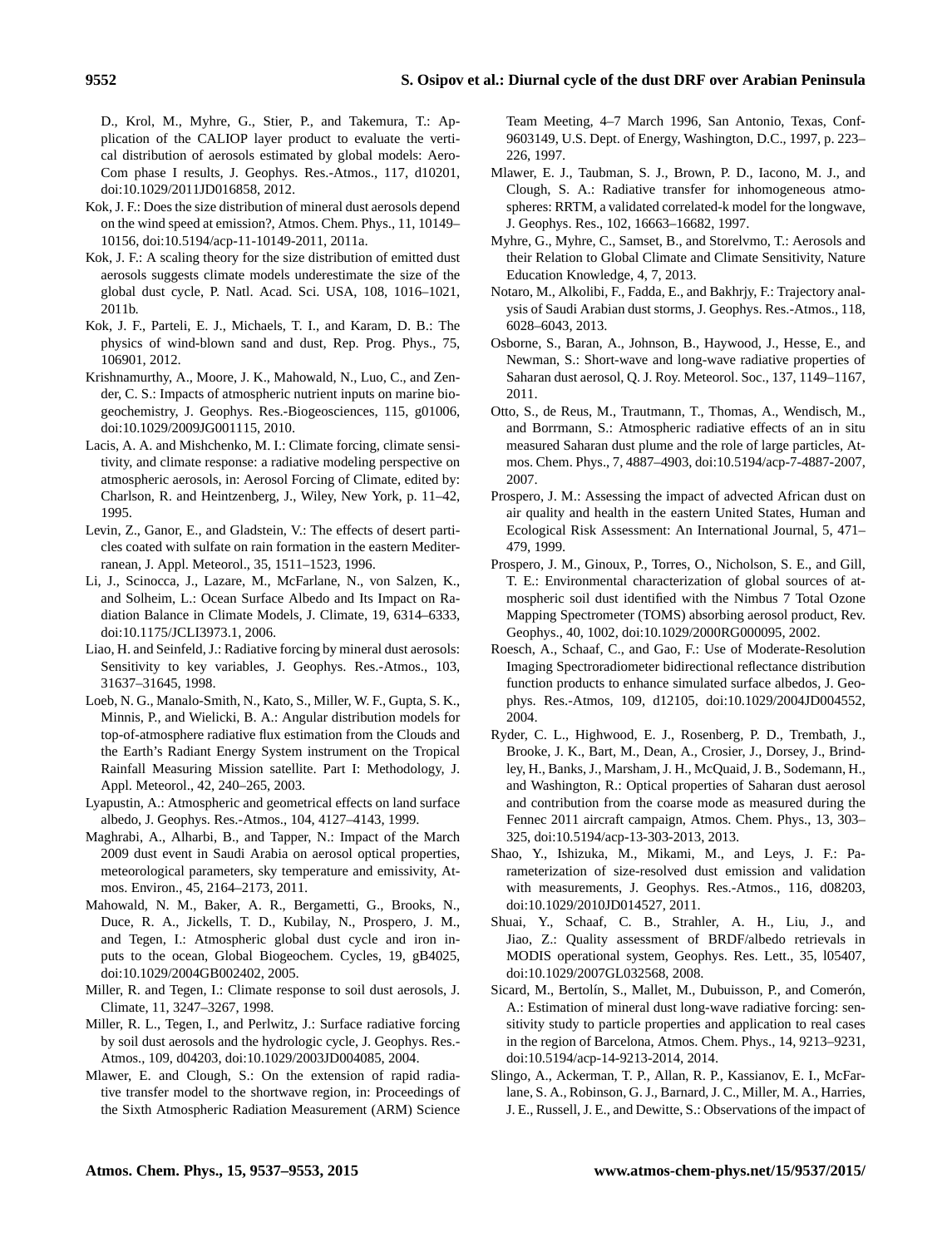D., Krol, M., Myhre, G., Stier, P., and Takemura, T.: Application of the CALIOP layer product to evaluate the vertical distribution of aerosols estimated by global models: AeroCom phase I results, J. Geophys. Res.-Atmos., 117, d10201, doi:10.1029/2011JD016858, 2012.

Kok, J. F.: Does the size distribution of mineral dust aerosols depend on the wind speed at emission?, Atmos. Chem. Phys., 11, 10149–10156, doi:10.5194/acp-11-10149-2011, 2011a.

Kok, J. F.: A scaling theory for the size distribution of emitted dust aerosols suggests climate models underestimate the size of the global dust cycle, P. Natl. Acad. Sci. USA, 108, 1016–1021, 2011b.

Kok, J. F., Parteli, E. J., Michaels, T. I., and Karam, D. B.: The physics of wind-blown sand and dust, Rep. Prog. Phys., 75, 106901, 2012.

Krishnamurthy, A., Moore, J. K., Mahowald, N., Luo, C., and Zender, C. S.: Impacts of atmospheric nutrient inputs on marine biogeochemistry, J. Geophys. Res.-Biogeosciences, 115, g01006, doi:10.1029/2009JG001115, 2010.

Lacis, A. A. and Mishchenko, M. I.: Climate forcing, climate sensitivity, and climate response: a radiative modeling perspective on atmospheric aerosols, in: Aerosol Forcing of Climate, edited by: Charlson, R. and Heintzenberg, J., Wiley, New York, p. 11–42, 1995.

Levin, Z., Ganor, E., and Gladstein, V.: The effects of desert particles coated with sulfate on rain formation in the eastern Mediterranean, J. Appl. Meteorol., 35, 1511–1523, 1996.

Li, J., Scinocca, J., Lazare, M., McFarlane, N., von Salzen, K., and Solheim, L.: Ocean Surface Albedo and Its Impact on Radiation Balance in Climate Models, J. Climate, 19, 6314–6333, doi:10.1175/JCLI3973.1, 2006.

Liao, H. and Seinfeld, J.: Radiative forcing by mineral dust aerosols: Sensitivity to key variables, J. Geophys. Res.-Atmos., 103, 31637–31645, 1998.

Loeb, N. G., Manalo-Smith, N., Kato, S., Miller, W. F., Gupta, S. K., Minnis, P., and Wielicki, B. A.: Angular distribution models for top-of-atmosphere radiative flux estimation from the Clouds and the Earth's Radiant Energy System instrument on the Tropical Rainfall Measuring Mission satellite. Part I: Methodology, J. Appl. Meteorol., 42, 240–265, 2003.

Lyapustin, A.: Atmospheric and geometrical effects on land surface albedo, J. Geophys. Res.-Atmos., 104, 4127–4143, 1999.

Maghrabi, A., Alharbi, B., and Tapper, N.: Impact of the March 2009 dust event in Saudi Arabia on aerosol optical properties, meteorological parameters, sky temperature and emissivity, Atmos. Environ., 45, 2164–2173, 2011.

Mahowald, N. M., Baker, A. R., Bergametti, G., Brooks, N., Duce, R. A., Jickells, T. D., Kubilay, N., Prospero, J. M., and Tegen, I.: Atmospheric global dust cycle and iron inputs to the ocean, Global Biogeochem. Cycles, 19, gB4025, doi:10.1029/2004GB002402, 2005.

Miller, R. and Tegen, I.: Climate response to soil dust aerosols, J. Climate, 11, 3247–3267, 1998.

Miller, R. L., Tegen, I., and Perlwitz, J.: Surface radiative forcing by soil dust aerosols and the hydrologic cycle, J. Geophys. Res.-Atmos., 109, d04203, doi:10.1029/2003JD004085, 2004.

Mlawer, E. and Clough, S.: On the extension of rapid radiative transfer model to the shortwave region, in: Proceedings of the Sixth Atmospheric Radiation Measurement (ARM) Science Team Meeting, 4–7 March 1996, San Antonio, Texas, Conf-9603149, U.S. Dept. of Energy, Washington, D.C., 1997, p. 223–226, 1997.

Mlawer, E. J., Taubman, S. J., Brown, P. D., Iacono, M. J., and Clough, S. A.: Radiative transfer for inhomogeneous atmospheres: RRTM, a validated correlated-k model for the longwave, J. Geophys. Res., 102, 16663–16682, 1997.

Myhre, G., Myhre, C., Samset, B., and Storelvmo, T.: Aerosols and their Relation to Global Climate and Climate Sensitivity, Nature Education Knowledge, 4, 7, 2013.

Notaro, M., Alkolibi, F., Fadda, E., and Bakhrjy, F.: Trajectory analysis of Saudi Arabian dust storms, J. Geophys. Res.-Atmos., 118, 6028–6043, 2013.

Osborne, S., Baran, A., Johnson, B., Haywood, J., Hesse, E., and Newman, S.: Short-wave and long-wave radiative properties of Saharan dust aerosol, Q. J. Roy. Meteorol. Soc., 137, 1149–1167, 2011.

Otto, S., de Reus, M., Trautmann, T., Thomas, A., Wendisch, M., and Borrmann, S.: Atmospheric radiative effects of an in situ measured Saharan dust plume and the role of large particles, Atmos. Chem. Phys., 7, 4887–4903, doi:10.5194/acp-7-4887-2007, 2007.

Prospero, J. M.: Assessing the impact of advected African dust on air quality and health in the eastern United States, Human and Ecological Risk Assessment: An International Journal, 5, 471–479, 1999.

Prospero, J. M., Ginoux, P., Torres, O., Nicholson, S. E., and Gill, T. E.: Environmental characterization of global sources of atmospheric soil dust identified with the Nimbus 7 Total Ozone Mapping Spectrometer (TOMS) absorbing aerosol product, Rev. Geophys., 40, 1002, doi:10.1029/2000RG000095, 2002.

Roesch, A., Schaaf, C., and Gao, F.: Use of Moderate-Resolution Imaging Spectroradiometer bidirectional reflectance distribution function products to enhance simulated surface albedos, J. Geophys. Res.-Atmos, 109, d12105, doi:10.1029/2004JD004552, 2004.

Ryder, C. L., Highwood, E. J., Rosenberg, P. D., Trembath, J., Brooke, J. K., Bart, M., Dean, A., Crosier, J., Dorsey, J., Brindley, H., Banks, J., Marsham, J. H., McQuaid, J. B., Sodemann, H., and Washington, R.: Optical properties of Saharan dust aerosol and contribution from the coarse mode as measured during the Fennec 2011 aircraft campaign, Atmos. Chem. Phys., 13, 303–325, doi:10.5194/acp-13-303-2013, 2013.

Shao, Y., Ishizuka, M., Mikami, M., and Leys, J. F.: Parameterization of size-resolved dust emission and validation with measurements, J. Geophys. Res.-Atmos., 116, d08203, doi:10.1029/2010JD014527, 2011.

Shuai, Y., Schaaf, C. B., Strahler, A. H., Liu, J., and Jiao, Z.: Quality assessment of BRDF/albedo retrievals in MODIS operational system, Geophys. Res. Lett., 35, l05407, doi:10.1029/2007GL032568, 2008.

Sicard, M., Bertolín, S., Mallet, M., Dubuisson, P., and Comerón, A.: Estimation of mineral dust long-wave radiative forcing: sensitivity study to particle properties and application to real cases in the region of Barcelona, Atmos. Chem. Phys., 14, 9213–9231, doi:10.5194/acp-14-9213-2014, 2014.

Slingo, A., Ackerman, T. P., Allan, R. P., Kassianov, E. I., McFarlane, S. A., Robinson, G. J., Barnard, J. C., Miller, M. A., Harries, J. E., Russell, J. E., and Dewitte, S.: Observations of the impact of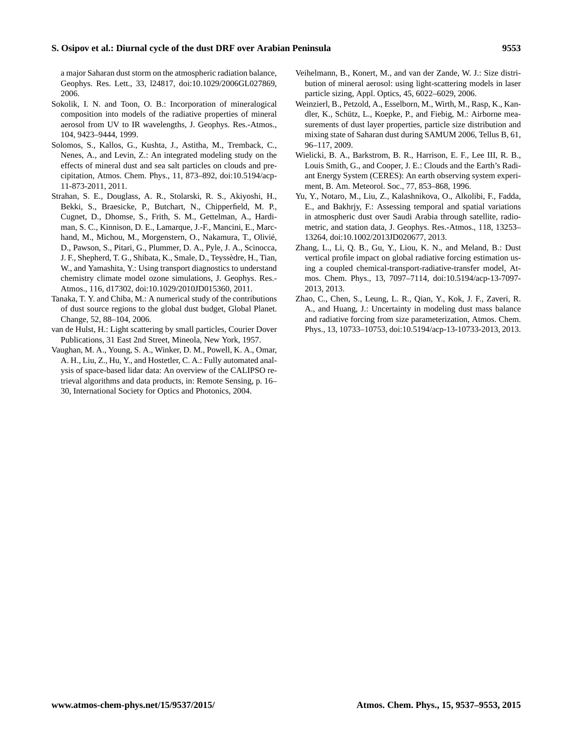a major Saharan dust storm on the atmospheric radiation balance, Geophys. Res. Lett., 33, l24817, doi:10.1029/2006GL027869, 2006.

Sokolik, I. N. and Toon, O. B.: Incorporation of mineralogical composition into models of the radiative properties of mineral aerosol from UV to IR wavelengths, J. Geophys. Res.-Atmos., 104, 9423–9444, 1999.

Solomos, S., Kallos, G., Kushta, J., Astitha, M., Tremback, C., Nenes, A., and Levin, Z.: An integrated modeling study on the effects of mineral dust and sea salt particles on clouds and precipitation, Atmos. Chem. Phys., 11, 873–892, doi:10.5194/acp-11-873-2011, 2011.

Strahan, S. E., Douglass, A. R., Stolarski, R. S., Akiyoshi, H., Bekki, S., Braesicke, P., Butchart, N., Chipperfield, M. P., Cugnet, D., Dhomse, S., Frith, S. M., Gettelman, A., Hardiman, S. C., Kinnison, D. E., Lamarque, J.-F., Mancini, E., Marchand, M., Michou, M., Morgenstern, O., Nakamura, T., Olivié, D., Pawson, S., Pitari, G., Plummer, D. A., Pyle, J. A., Scinocca, J. F., Shepherd, T. G., Shibata, K., Smale, D., Teyssèdre, H., Tian, W., and Yamashita, Y.: Using transport diagnostics to understand chemistry climate model ozone simulations, J. Geophys. Res.-Atmos., 116, d17302, doi:10.1029/2010JD015360, 2011.

Tanaka, T. Y. and Chiba, M.: A numerical study of the contributions of dust source regions to the global dust budget, Global Planet. Change, 52, 88–104, 2006.

van de Hulst, H.: Light scattering by small particles, Courier Dover Publications, 31 East 2nd Street, Mineola, New York, 1957.

Vaughan, M. A., Young, S. A., Winker, D. M., Powell, K. A., Omar, A. H., Liu, Z., Hu, Y., and Hostetler, C. A.: Fully automated analysis of space-based lidar data: An overview of the CALIPSO retrieval algorithms and data products, in: Remote Sensing, p. 16–30, International Society for Optics and Photonics, 2004.

Veihelmann, B., Konert, M., and van der Zande, W. J.: Size distribution of mineral aerosol: using light-scattering models in laser particle sizing, Appl. Optics, 45, 6022–6029, 2006.

Weinzierl, B., Petzold, A., Esselborn, M., Wirth, M., Rasp, K., Kandler, K., Schütz, L., Koepke, P., and Fiebig, M.: Airborne measurements of dust layer properties, particle size distribution and mixing state of Saharan dust during SAMUM 2006, Tellus B, 61, 96–117, 2009.

Wielicki, B. A., Barkstrom, B. R., Harrison, E. F., Lee III, R. B., Louis Smith, G., and Cooper, J. E.: Clouds and the Earth's Radiant Energy System (CERES): An earth observing system experiment, B. Am. Meteorol. Soc., 77, 853–868, 1996.

Yu, Y., Notaro, M., Liu, Z., Kalashnikova, O., Alkolibi, F., Fadda, E., and Bakhrjy, F.: Assessing temporal and spatial variations in atmospheric dust over Saudi Arabia through satellite, radiometric, and station data, J. Geophys. Res.-Atmos., 118, 13253–13264, doi:10.1002/2013JD020677, 2013.

Zhang, L., Li, Q. B., Gu, Y., Liou, K. N., and Meland, B.: Dust vertical profile impact on global radiative forcing estimation using a coupled chemical-transport-radiative-transfer model, Atmos. Chem. Phys., 13, 7097–7114, doi:10.5194/acp-13-7097-2013, 2013.

Zhao, C., Chen, S., Leung, L. R., Qian, Y., Kok, J. F., Zaveri, R. A., and Huang, J.: Uncertainty in modeling dust mass balance and radiative forcing from size parameterization, Atmos. Chem. Phys., 13, 10733–10753, doi:10.5194/acp-13-10733-2013, 2013.